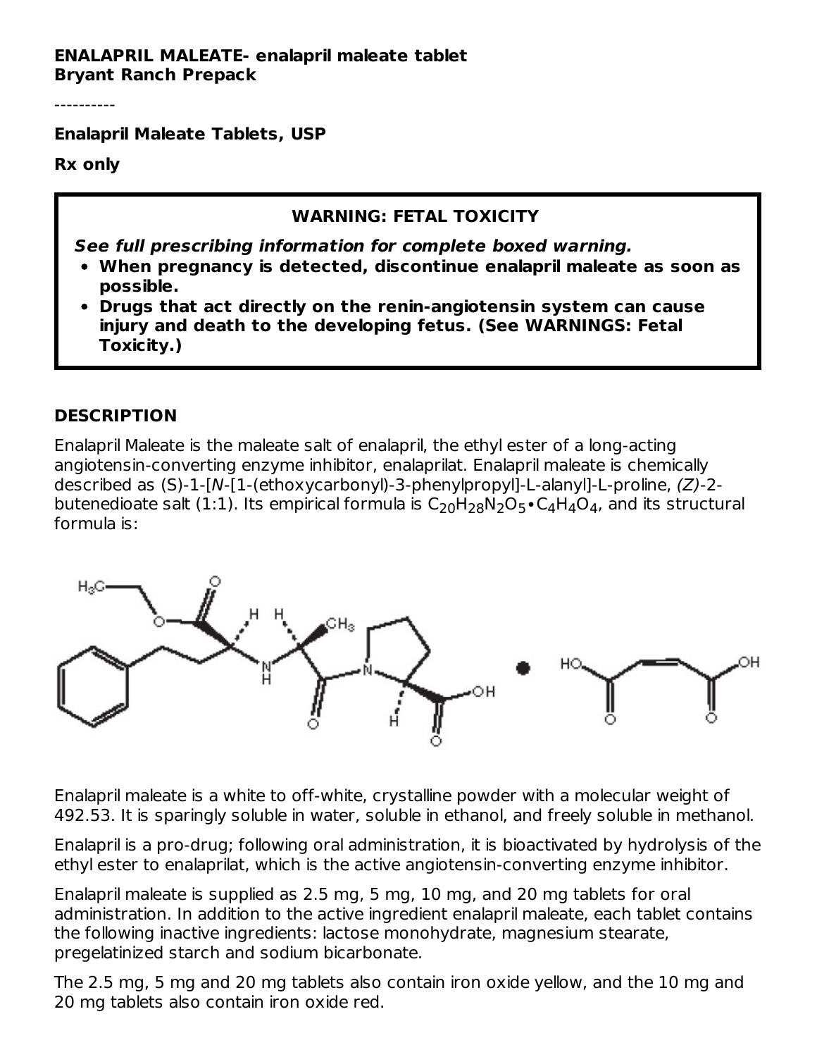**ENALAPRIL MALEATE- enalapril maleate tablet**
**Bryant Ranch Prepack**

----------

**Enalapril Maleate Tablets, USP**

**Rx only**

> **WARNING: FETAL TOXICITY**
>
> ***See full prescribing information for complete boxed warning.***
>
> - **When pregnancy is detected, discontinue enalapril maleate as soon as possible.**
> - **Drugs that act directly on the renin-angiotensin system can cause injury and death to the developing fetus. (See WARNINGS: Fetal Toxicity.)**

## DESCRIPTION

Enalapril Maleate is the maleate salt of enalapril, the ethyl ester of a long-acting angiotensin-converting enzyme inhibitor, enalaprilat. Enalapril maleate is chemically described as (S)-1-[*N*-[1-(ethoxycarbonyl)-3-phenylpropyl]-L-alanyl]-L-proline, *(Z)*-2-butenedioate salt (1:1). Its empirical formula is $C_{20}H_{28}N_2O_5 \bullet C_4H_4O_4$, and its structural formula is:

Enalapril maleate is a white to off-white, crystalline powder with a molecular weight of 492.53. It is sparingly soluble in water, soluble in ethanol, and freely soluble in methanol.

Enalapril is a pro-drug; following oral administration, it is bioactivated by hydrolysis of the ethyl ester to enalaprilat, which is the active angiotensin-converting enzyme inhibitor.

Enalapril maleate is supplied as 2.5 mg, 5 mg, 10 mg, and 20 mg tablets for oral administration. In addition to the active ingredient enalapril maleate, each tablet contains the following inactive ingredients: lactose monohydrate, magnesium stearate, pregelatinized starch and sodium bicarbonate.

The 2.5 mg, 5 mg and 20 mg tablets also contain iron oxide yellow, and the 10 mg and 20 mg tablets also contain iron oxide red.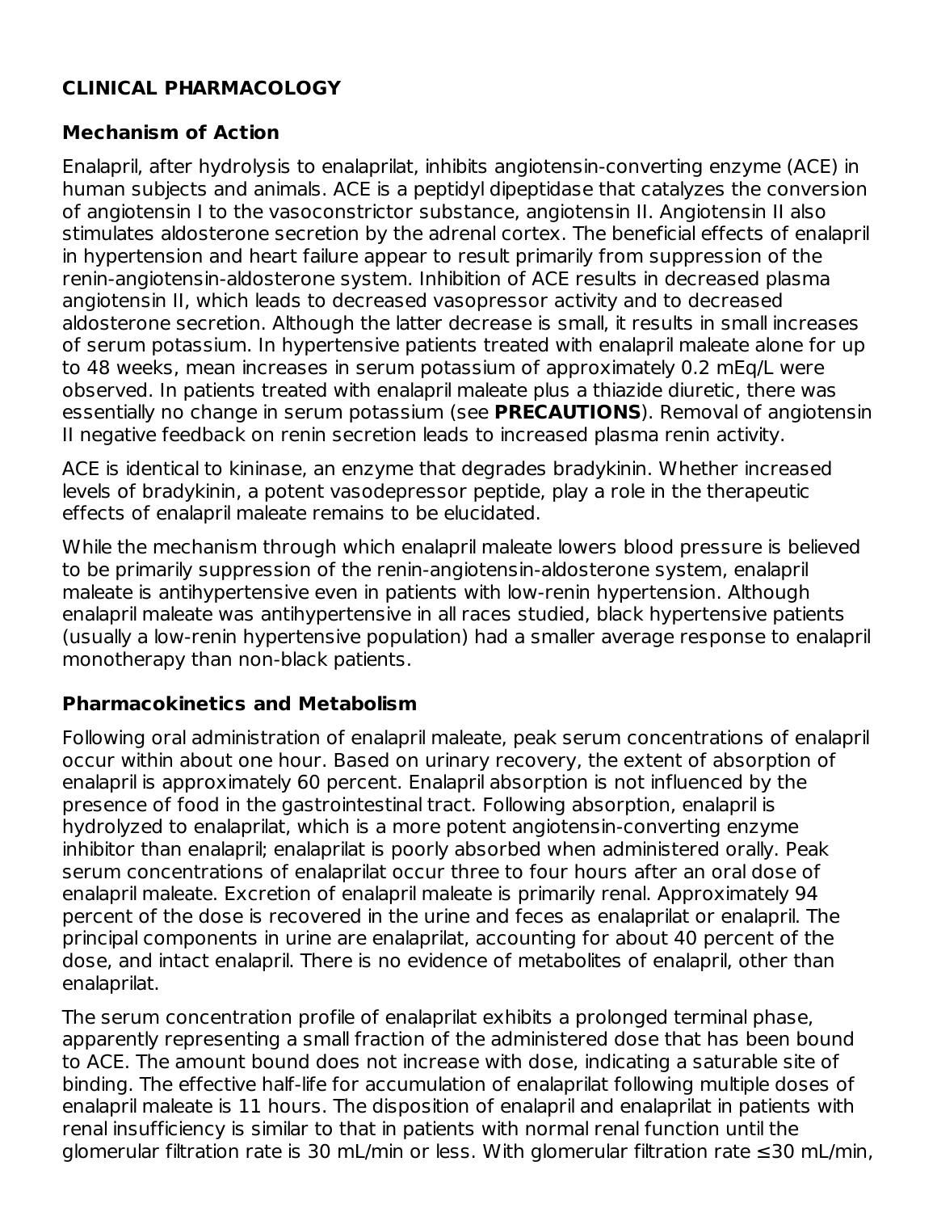## CLINICAL PHARMACOLOGY

### Mechanism of Action

Enalapril, after hydrolysis to enalaprilat, inhibits angiotensin-converting enzyme (ACE) in human subjects and animals. ACE is a peptidyl dipeptidase that catalyzes the conversion of angiotensin I to the vasoconstrictor substance, angiotensin II. Angiotensin II also stimulates aldosterone secretion by the adrenal cortex. The beneficial effects of enalapril in hypertension and heart failure appear to result primarily from suppression of the renin-angiotensin-aldosterone system. Inhibition of ACE results in decreased plasma angiotensin II, which leads to decreased vasopressor activity and to decreased aldosterone secretion. Although the latter decrease is small, it results in small increases of serum potassium. In hypertensive patients treated with enalapril maleate alone for up to 48 weeks, mean increases in serum potassium of approximately 0.2 mEq/L were observed. In patients treated with enalapril maleate plus a thiazide diuretic, there was essentially no change in serum potassium (see **PRECAUTIONS**). Removal of angiotensin II negative feedback on renin secretion leads to increased plasma renin activity.

ACE is identical to kininase, an enzyme that degrades bradykinin. Whether increased levels of bradykinin, a potent vasodepressor peptide, play a role in the therapeutic effects of enalapril maleate remains to be elucidated.

While the mechanism through which enalapril maleate lowers blood pressure is believed to be primarily suppression of the renin-angiotensin-aldosterone system, enalapril maleate is antihypertensive even in patients with low-renin hypertension. Although enalapril maleate was antihypertensive in all races studied, black hypertensive patients (usually a low-renin hypertensive population) had a smaller average response to enalapril monotherapy than non-black patients.

### Pharmacokinetics and Metabolism

Following oral administration of enalapril maleate, peak serum concentrations of enalapril occur within about one hour. Based on urinary recovery, the extent of absorption of enalapril is approximately 60 percent. Enalapril absorption is not influenced by the presence of food in the gastrointestinal tract. Following absorption, enalapril is hydrolyzed to enalaprilat, which is a more potent angiotensin-converting enzyme inhibitor than enalapril; enalaprilat is poorly absorbed when administered orally. Peak serum concentrations of enalaprilat occur three to four hours after an oral dose of enalapril maleate. Excretion of enalapril maleate is primarily renal. Approximately 94 percent of the dose is recovered in the urine and feces as enalaprilat or enalapril. The principal components in urine are enalaprilat, accounting for about 40 percent of the dose, and intact enalapril. There is no evidence of metabolites of enalapril, other than enalaprilat.

The serum concentration profile of enalaprilat exhibits a prolonged terminal phase, apparently representing a small fraction of the administered dose that has been bound to ACE. The amount bound does not increase with dose, indicating a saturable site of binding. The effective half-life for accumulation of enalaprilat following multiple doses of enalapril maleate is 11 hours. The disposition of enalapril and enalaprilat in patients with renal insufficiency is similar to that in patients with normal renal function until the glomerular filtration rate is 30 mL/min or less. With glomerular filtration rate ≤30 mL/min,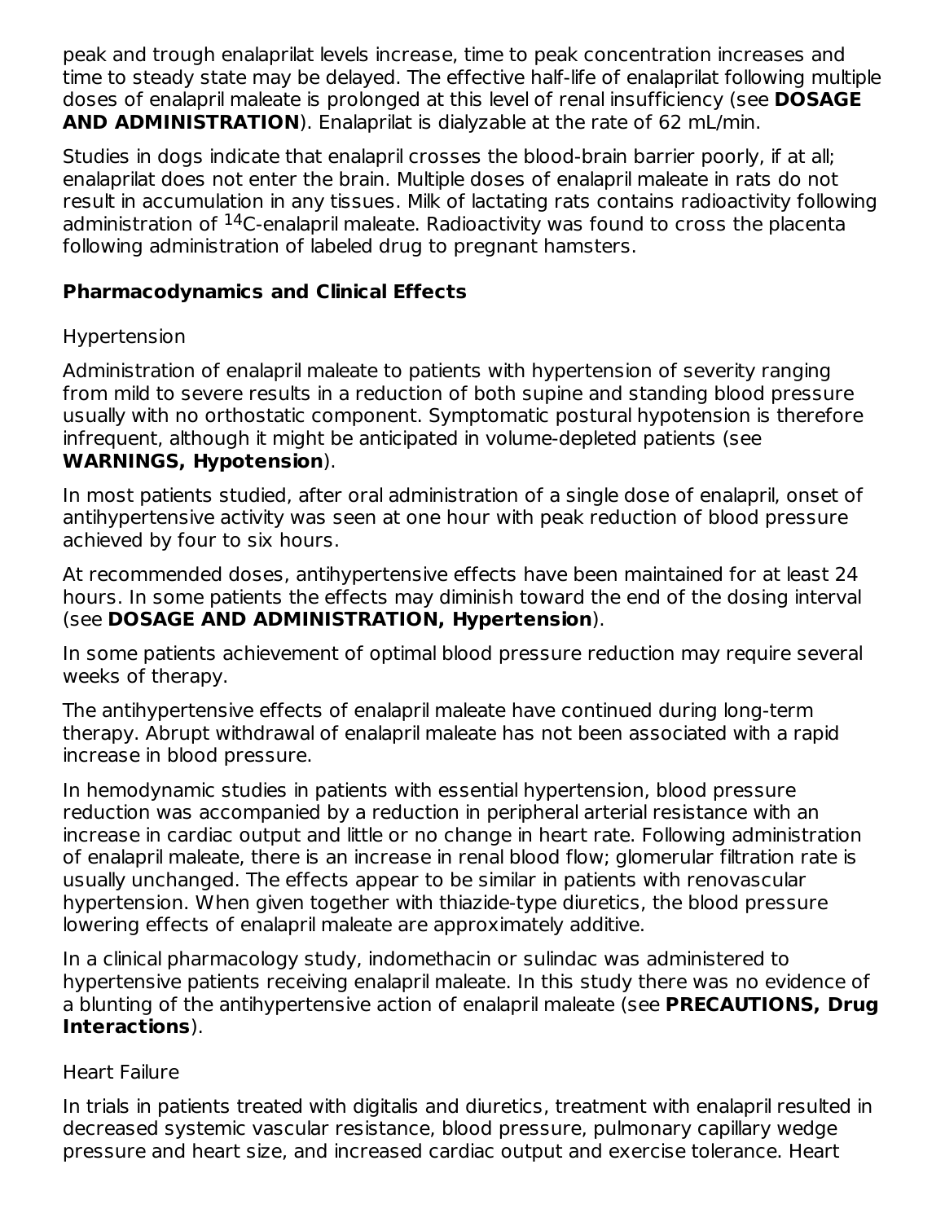peak and trough enalaprilat levels increase, time to peak concentration increases and time to steady state may be delayed. The effective half-life of enalaprilat following multiple doses of enalapril maleate is prolonged at this level of renal insufficiency (see **DOSAGE AND ADMINISTRATION**). Enalaprilat is dialyzable at the rate of 62 mL/min.

Studies in dogs indicate that enalapril crosses the blood-brain barrier poorly, if at all; enalaprilat does not enter the brain. Multiple doses of enalapril maleate in rats do not result in accumulation in any tissues. Milk of lactating rats contains radioactivity following administration of $^{14}$C-enalapril maleate. Radioactivity was found to cross the placenta following administration of labeled drug to pregnant hamsters.

### Pharmacodynamics and Clinical Effects

Hypertension

Administration of enalapril maleate to patients with hypertension of severity ranging from mild to severe results in a reduction of both supine and standing blood pressure usually with no orthostatic component. Symptomatic postural hypotension is therefore infrequent, although it might be anticipated in volume-depleted patients (see **WARNINGS, Hypotension**).

In most patients studied, after oral administration of a single dose of enalapril, onset of antihypertensive activity was seen at one hour with peak reduction of blood pressure achieved by four to six hours.

At recommended doses, antihypertensive effects have been maintained for at least 24 hours. In some patients the effects may diminish toward the end of the dosing interval (see **DOSAGE AND ADMINISTRATION, Hypertension**).

In some patients achievement of optimal blood pressure reduction may require several weeks of therapy.

The antihypertensive effects of enalapril maleate have continued during long-term therapy. Abrupt withdrawal of enalapril maleate has not been associated with a rapid increase in blood pressure.

In hemodynamic studies in patients with essential hypertension, blood pressure reduction was accompanied by a reduction in peripheral arterial resistance with an increase in cardiac output and little or no change in heart rate. Following administration of enalapril maleate, there is an increase in renal blood flow; glomerular filtration rate is usually unchanged. The effects appear to be similar in patients with renovascular hypertension. When given together with thiazide-type diuretics, the blood pressure lowering effects of enalapril maleate are approximately additive.

In a clinical pharmacology study, indomethacin or sulindac was administered to hypertensive patients receiving enalapril maleate. In this study there was no evidence of a blunting of the antihypertensive action of enalapril maleate (see **PRECAUTIONS, Drug Interactions**).

Heart Failure

In trials in patients treated with digitalis and diuretics, treatment with enalapril resulted in decreased systemic vascular resistance, blood pressure, pulmonary capillary wedge pressure and heart size, and increased cardiac output and exercise tolerance. Heart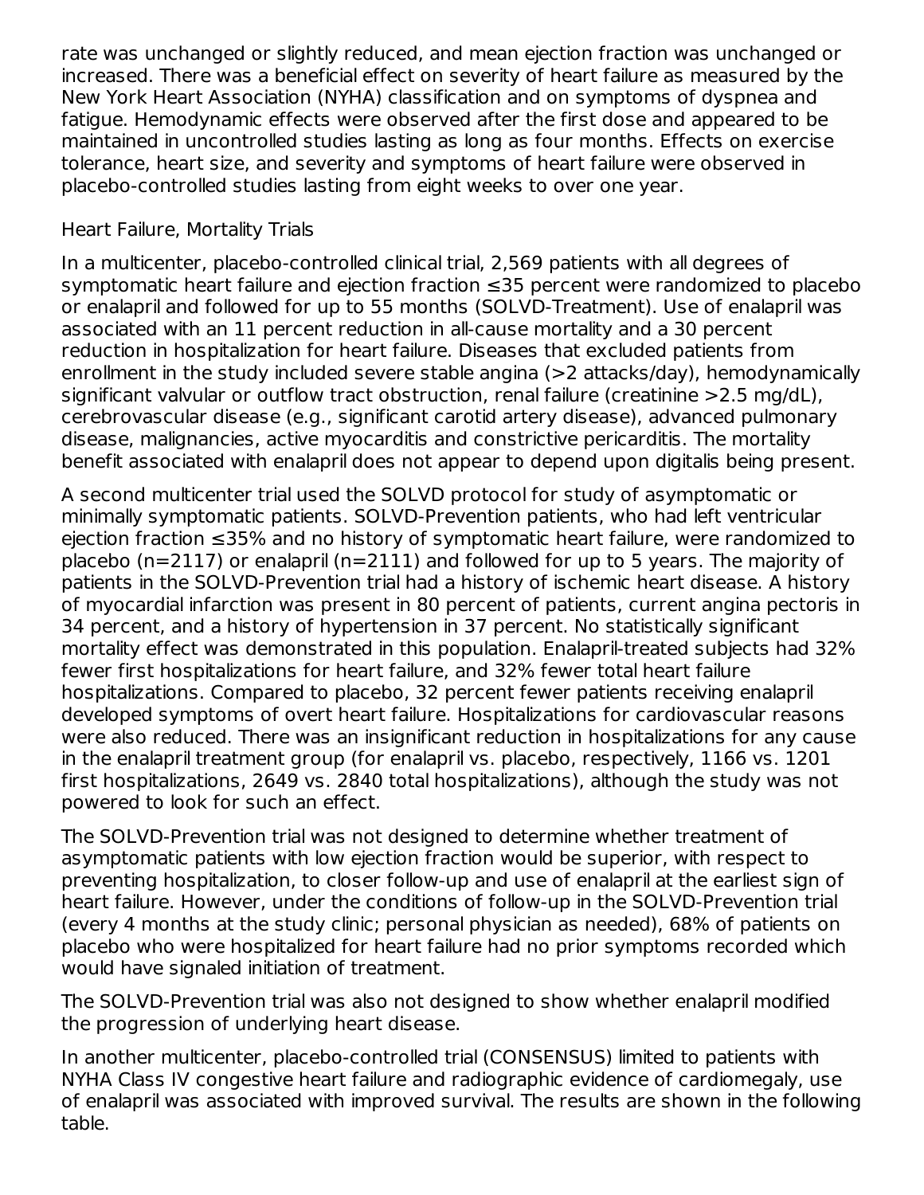rate was unchanged or slightly reduced, and mean ejection fraction was unchanged or increased. There was a beneficial effect on severity of heart failure as measured by the New York Heart Association (NYHA) classification and on symptoms of dyspnea and fatigue. Hemodynamic effects were observed after the first dose and appeared to be maintained in uncontrolled studies lasting as long as four months. Effects on exercise tolerance, heart size, and severity and symptoms of heart failure were observed in placebo-controlled studies lasting from eight weeks to over one year.

Heart Failure, Mortality Trials

In a multicenter, placebo-controlled clinical trial, 2,569 patients with all degrees of symptomatic heart failure and ejection fraction ≤35 percent were randomized to placebo or enalapril and followed for up to 55 months (SOLVD-Treatment). Use of enalapril was associated with an 11 percent reduction in all-cause mortality and a 30 percent reduction in hospitalization for heart failure. Diseases that excluded patients from enrollment in the study included severe stable angina (>2 attacks/day), hemodynamically significant valvular or outflow tract obstruction, renal failure (creatinine >2.5 mg/dL), cerebrovascular disease (e.g., significant carotid artery disease), advanced pulmonary disease, malignancies, active myocarditis and constrictive pericarditis. The mortality benefit associated with enalapril does not appear to depend upon digitalis being present.

A second multicenter trial used the SOLVD protocol for study of asymptomatic or minimally symptomatic patients. SOLVD-Prevention patients, who had left ventricular ejection fraction ≤35% and no history of symptomatic heart failure, were randomized to placebo (n=2117) or enalapril (n=2111) and followed for up to 5 years. The majority of patients in the SOLVD-Prevention trial had a history of ischemic heart disease. A history of myocardial infarction was present in 80 percent of patients, current angina pectoris in 34 percent, and a history of hypertension in 37 percent. No statistically significant mortality effect was demonstrated in this population. Enalapril-treated subjects had 32% fewer first hospitalizations for heart failure, and 32% fewer total heart failure hospitalizations. Compared to placebo, 32 percent fewer patients receiving enalapril developed symptoms of overt heart failure. Hospitalizations for cardiovascular reasons were also reduced. There was an insignificant reduction in hospitalizations for any cause in the enalapril treatment group (for enalapril vs. placebo, respectively, 1166 vs. 1201 first hospitalizations, 2649 vs. 2840 total hospitalizations), although the study was not powered to look for such an effect.

The SOLVD-Prevention trial was not designed to determine whether treatment of asymptomatic patients with low ejection fraction would be superior, with respect to preventing hospitalization, to closer follow-up and use of enalapril at the earliest sign of heart failure. However, under the conditions of follow-up in the SOLVD-Prevention trial (every 4 months at the study clinic; personal physician as needed), 68% of patients on placebo who were hospitalized for heart failure had no prior symptoms recorded which would have signaled initiation of treatment.

The SOLVD-Prevention trial was also not designed to show whether enalapril modified the progression of underlying heart disease.

In another multicenter, placebo-controlled trial (CONSENSUS) limited to patients with NYHA Class IV congestive heart failure and radiographic evidence of cardiomegaly, use of enalapril was associated with improved survival. The results are shown in the following table.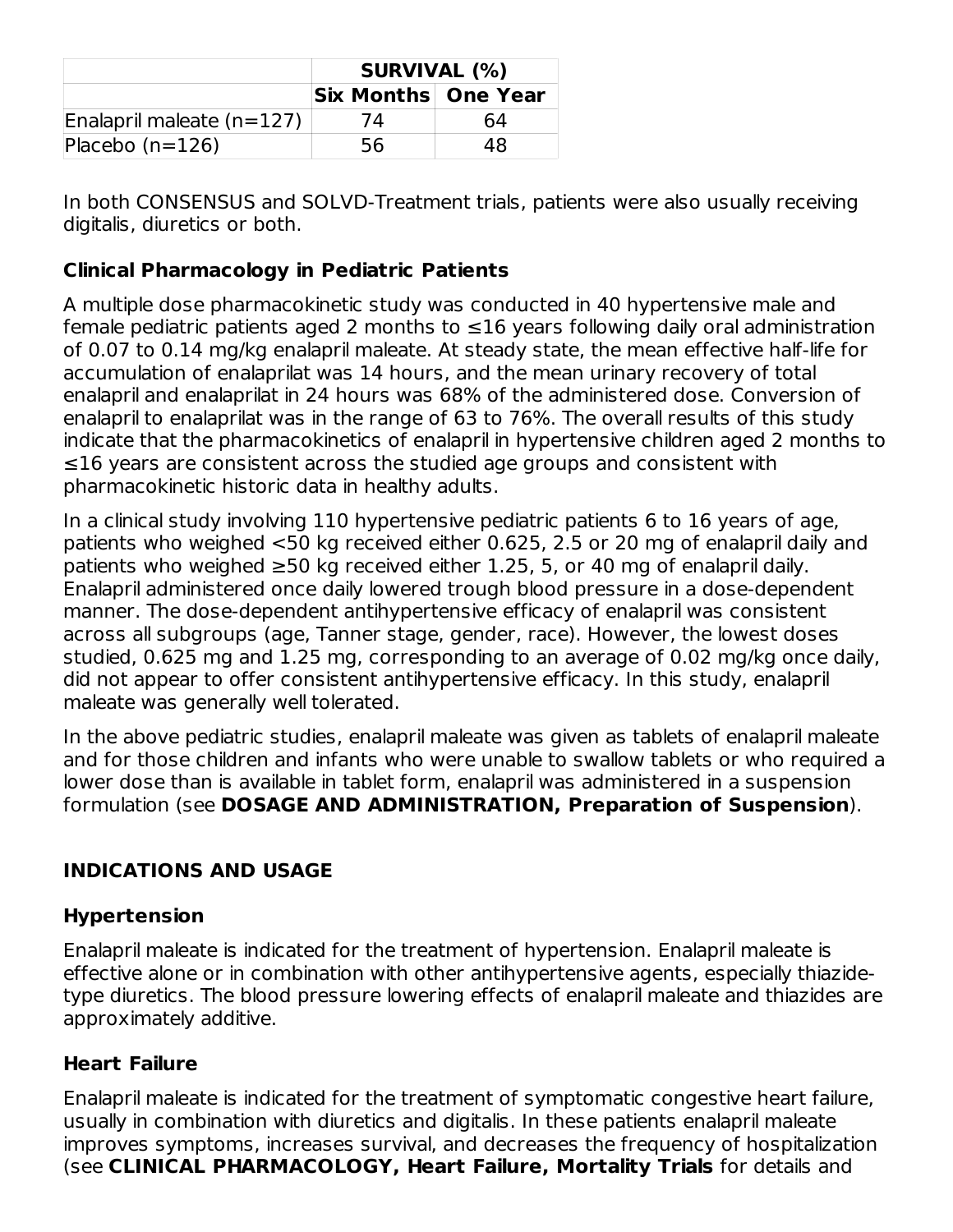| | SURVIVAL (%) | |
|---|---|---|
| | **Six Months** | **One Year** |
| Enalapril maleate (n=127) | 74 | 64 |
| Placebo (n=126) | 56 | 48 |

In both CONSENSUS and SOLVD-Treatment trials, patients were also usually receiving digitalis, diuretics or both.

### Clinical Pharmacology in Pediatric Patients

A multiple dose pharmacokinetic study was conducted in 40 hypertensive male and female pediatric patients aged 2 months to ≤16 years following daily oral administration of 0.07 to 0.14 mg/kg enalapril maleate. At steady state, the mean effective half-life for accumulation of enalaprilat was 14 hours, and the mean urinary recovery of total enalapril and enalaprilat in 24 hours was 68% of the administered dose. Conversion of enalapril to enalaprilat was in the range of 63 to 76%. The overall results of this study indicate that the pharmacokinetics of enalapril in hypertensive children aged 2 months to ≤16 years are consistent across the studied age groups and consistent with pharmacokinetic historic data in healthy adults.

In a clinical study involving 110 hypertensive pediatric patients 6 to 16 years of age, patients who weighed <50 kg received either 0.625, 2.5 or 20 mg of enalapril daily and patients who weighed ≥50 kg received either 1.25, 5, or 40 mg of enalapril daily. Enalapril administered once daily lowered trough blood pressure in a dose-dependent manner. The dose-dependent antihypertensive efficacy of enalapril was consistent across all subgroups (age, Tanner stage, gender, race). However, the lowest doses studied, 0.625 mg and 1.25 mg, corresponding to an average of 0.02 mg/kg once daily, did not appear to offer consistent antihypertensive efficacy. In this study, enalapril maleate was generally well tolerated.

In the above pediatric studies, enalapril maleate was given as tablets of enalapril maleate and for those children and infants who were unable to swallow tablets or who required a lower dose than is available in tablet form, enalapril was administered in a suspension formulation (see **DOSAGE AND ADMINISTRATION, Preparation of Suspension**).

## INDICATIONS AND USAGE

### Hypertension

Enalapril maleate is indicated for the treatment of hypertension. Enalapril maleate is effective alone or in combination with other antihypertensive agents, especially thiazide-type diuretics. The blood pressure lowering effects of enalapril maleate and thiazides are approximately additive.

### Heart Failure

Enalapril maleate is indicated for the treatment of symptomatic congestive heart failure, usually in combination with diuretics and digitalis. In these patients enalapril maleate improves symptoms, increases survival, and decreases the frequency of hospitalization (see **CLINICAL PHARMACOLOGY, Heart Failure, Mortality Trials** for details and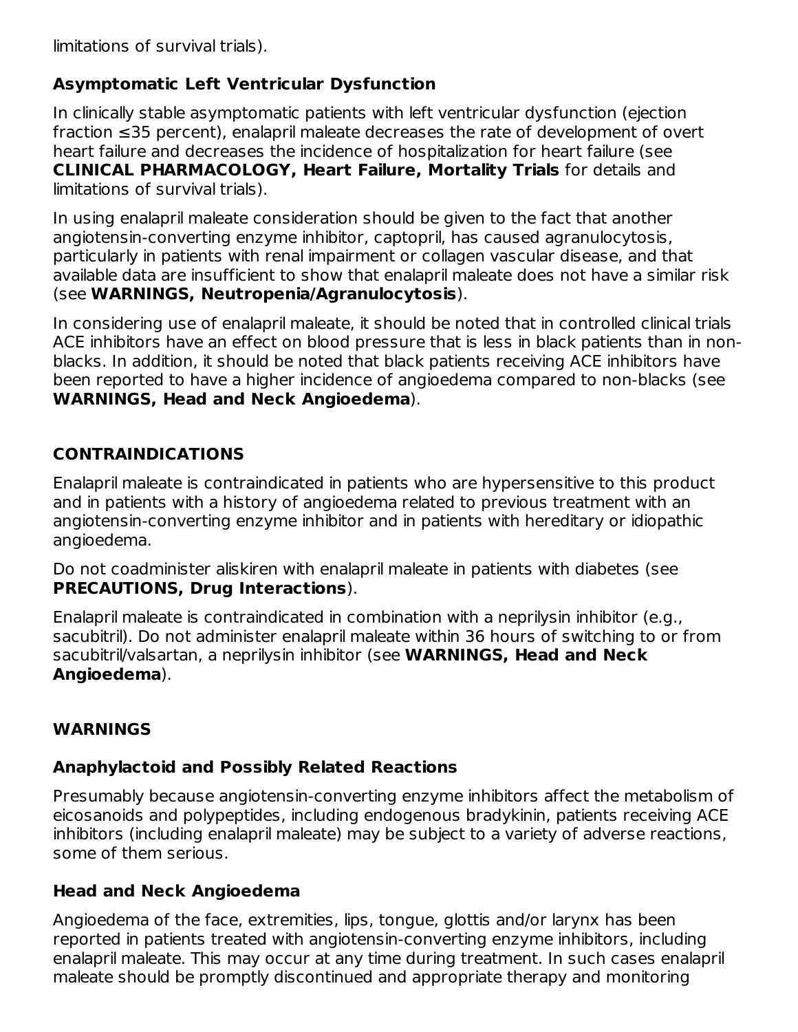limitations of survival trials).

### Asymptomatic Left Ventricular Dysfunction

In clinically stable asymptomatic patients with left ventricular dysfunction (ejection fraction ≤35 percent), enalapril maleate decreases the rate of development of overt heart failure and decreases the incidence of hospitalization for heart failure (see **CLINICAL PHARMACOLOGY, Heart Failure, Mortality Trials** for details and limitations of survival trials).

In using enalapril maleate consideration should be given to the fact that another angiotensin-converting enzyme inhibitor, captopril, has caused agranulocytosis, particularly in patients with renal impairment or collagen vascular disease, and that available data are insufficient to show that enalapril maleate does not have a similar risk (see **WARNINGS, Neutropenia/Agranulocytosis**).

In considering use of enalapril maleate, it should be noted that in controlled clinical trials ACE inhibitors have an effect on blood pressure that is less in black patients than in non-blacks. In addition, it should be noted that black patients receiving ACE inhibitors have been reported to have a higher incidence of angioedema compared to non-blacks (see **WARNINGS, Head and Neck Angioedema**).

## CONTRAINDICATIONS

Enalapril maleate is contraindicated in patients who are hypersensitive to this product and in patients with a history of angioedema related to previous treatment with an angiotensin-converting enzyme inhibitor and in patients with hereditary or idiopathic angioedema.

Do not coadminister aliskiren with enalapril maleate in patients with diabetes (see **PRECAUTIONS, Drug Interactions**).

Enalapril maleate is contraindicated in combination with a neprilysin inhibitor (e.g., sacubitril). Do not administer enalapril maleate within 36 hours of switching to or from sacubitril/valsartan, a neprilysin inhibitor (see **WARNINGS, Head and Neck Angioedema**).

## WARNINGS

### Anaphylactoid and Possibly Related Reactions

Presumably because angiotensin-converting enzyme inhibitors affect the metabolism of eicosanoids and polypeptides, including endogenous bradykinin, patients receiving ACE inhibitors (including enalapril maleate) may be subject to a variety of adverse reactions, some of them serious.

### Head and Neck Angioedema

Angioedema of the face, extremities, lips, tongue, glottis and/or larynx has been reported in patients treated with angiotensin-converting enzyme inhibitors, including enalapril maleate. This may occur at any time during treatment. In such cases enalapril maleate should be promptly discontinued and appropriate therapy and monitoring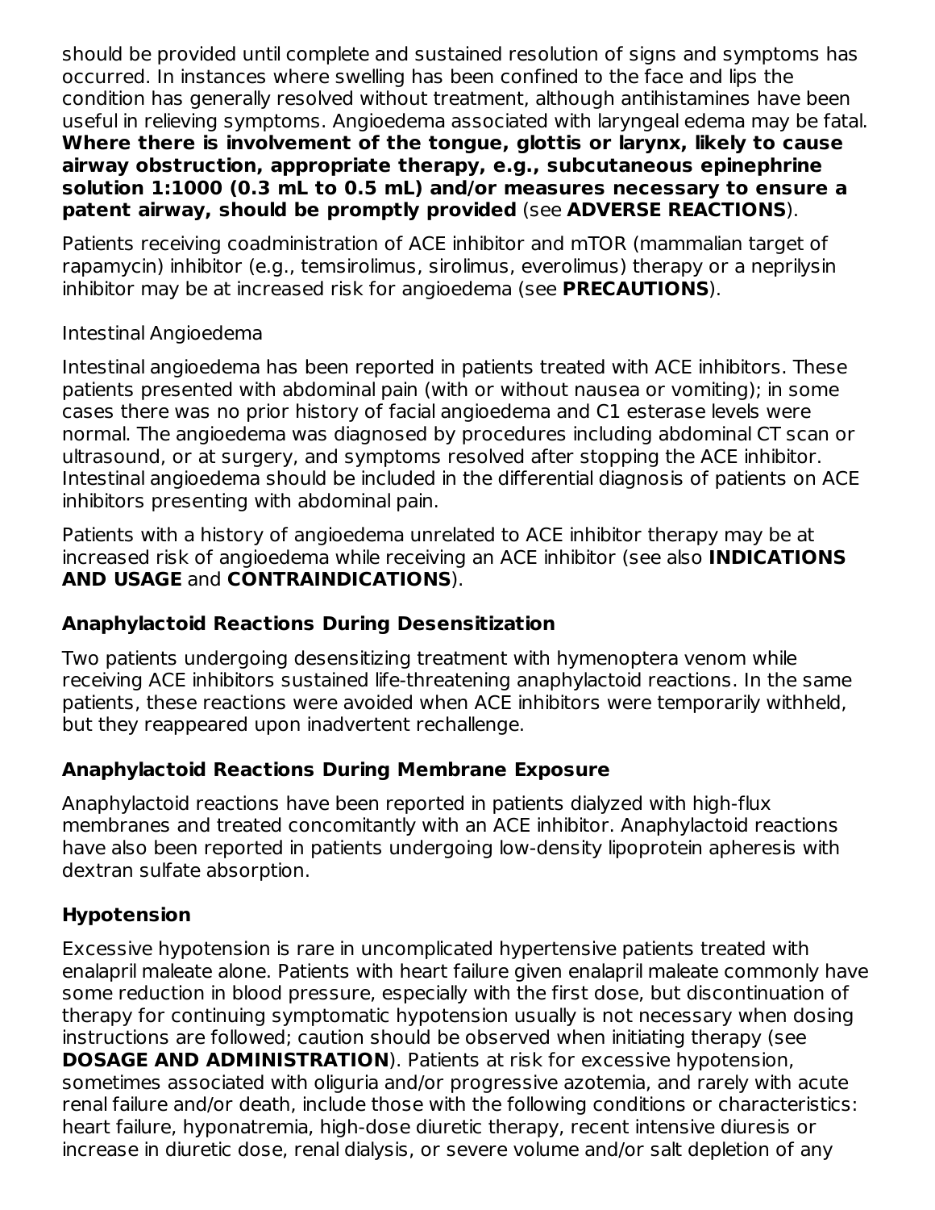should be provided until complete and sustained resolution of signs and symptoms has occurred. In instances where swelling has been confined to the face and lips the condition has generally resolved without treatment, although antihistamines have been useful in relieving symptoms. Angioedema associated with laryngeal edema may be fatal. **Where there is involvement of the tongue, glottis or larynx, likely to cause airway obstruction, appropriate therapy, e.g., subcutaneous epinephrine solution 1:1000 (0.3 mL to 0.5 mL) and/or measures necessary to ensure a patent airway, should be promptly provided** (see **ADVERSE REACTIONS**).

Patients receiving coadministration of ACE inhibitor and mTOR (mammalian target of rapamycin) inhibitor (e.g., temsirolimus, sirolimus, everolimus) therapy or a neprilysin inhibitor may be at increased risk for angioedema (see **PRECAUTIONS**).

Intestinal Angioedema

Intestinal angioedema has been reported in patients treated with ACE inhibitors. These patients presented with abdominal pain (with or without nausea or vomiting); in some cases there was no prior history of facial angioedema and C1 esterase levels were normal. The angioedema was diagnosed by procedures including abdominal CT scan or ultrasound, or at surgery, and symptoms resolved after stopping the ACE inhibitor. Intestinal angioedema should be included in the differential diagnosis of patients on ACE inhibitors presenting with abdominal pain.

Patients with a history of angioedema unrelated to ACE inhibitor therapy may be at increased risk of angioedema while receiving an ACE inhibitor (see also **INDICATIONS AND USAGE** and **CONTRAINDICATIONS**).

### Anaphylactoid Reactions During Desensitization

Two patients undergoing desensitizing treatment with hymenoptera venom while receiving ACE inhibitors sustained life-threatening anaphylactoid reactions. In the same patients, these reactions were avoided when ACE inhibitors were temporarily withheld, but they reappeared upon inadvertent rechallenge.

### Anaphylactoid Reactions During Membrane Exposure

Anaphylactoid reactions have been reported in patients dialyzed with high-flux membranes and treated concomitantly with an ACE inhibitor. Anaphylactoid reactions have also been reported in patients undergoing low-density lipoprotein apheresis with dextran sulfate absorption.

### Hypotension

Excessive hypotension is rare in uncomplicated hypertensive patients treated with enalapril maleate alone. Patients with heart failure given enalapril maleate commonly have some reduction in blood pressure, especially with the first dose, but discontinuation of therapy for continuing symptomatic hypotension usually is not necessary when dosing instructions are followed; caution should be observed when initiating therapy (see **DOSAGE AND ADMINISTRATION**). Patients at risk for excessive hypotension, sometimes associated with oliguria and/or progressive azotemia, and rarely with acute renal failure and/or death, include those with the following conditions or characteristics: heart failure, hyponatremia, high-dose diuretic therapy, recent intensive diuresis or increase in diuretic dose, renal dialysis, or severe volume and/or salt depletion of any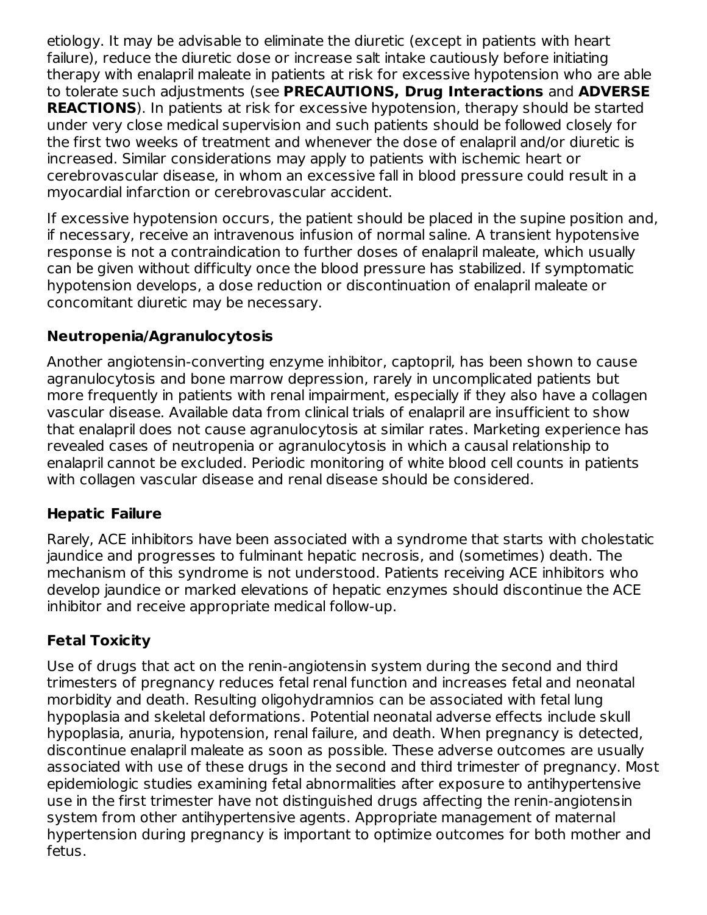etiology. It may be advisable to eliminate the diuretic (except in patients with heart failure), reduce the diuretic dose or increase salt intake cautiously before initiating therapy with enalapril maleate in patients at risk for excessive hypotension who are able to tolerate such adjustments (see **PRECAUTIONS, Drug Interactions** and **ADVERSE REACTIONS**). In patients at risk for excessive hypotension, therapy should be started under very close medical supervision and such patients should be followed closely for the first two weeks of treatment and whenever the dose of enalapril and/or diuretic is increased. Similar considerations may apply to patients with ischemic heart or cerebrovascular disease, in whom an excessive fall in blood pressure could result in a myocardial infarction or cerebrovascular accident.

If excessive hypotension occurs, the patient should be placed in the supine position and, if necessary, receive an intravenous infusion of normal saline. A transient hypotensive response is not a contraindication to further doses of enalapril maleate, which usually can be given without difficulty once the blood pressure has stabilized. If symptomatic hypotension develops, a dose reduction or discontinuation of enalapril maleate or concomitant diuretic may be necessary.

### Neutropenia/Agranulocytosis

Another angiotensin-converting enzyme inhibitor, captopril, has been shown to cause agranulocytosis and bone marrow depression, rarely in uncomplicated patients but more frequently in patients with renal impairment, especially if they also have a collagen vascular disease. Available data from clinical trials of enalapril are insufficient to show that enalapril does not cause agranulocytosis at similar rates. Marketing experience has revealed cases of neutropenia or agranulocytosis in which a causal relationship to enalapril cannot be excluded. Periodic monitoring of white blood cell counts in patients with collagen vascular disease and renal disease should be considered.

### Hepatic Failure

Rarely, ACE inhibitors have been associated with a syndrome that starts with cholestatic jaundice and progresses to fulminant hepatic necrosis, and (sometimes) death. The mechanism of this syndrome is not understood. Patients receiving ACE inhibitors who develop jaundice or marked elevations of hepatic enzymes should discontinue the ACE inhibitor and receive appropriate medical follow-up.

### Fetal Toxicity

Use of drugs that act on the renin-angiotensin system during the second and third trimesters of pregnancy reduces fetal renal function and increases fetal and neonatal morbidity and death. Resulting oligohydramnios can be associated with fetal lung hypoplasia and skeletal deformations. Potential neonatal adverse effects include skull hypoplasia, anuria, hypotension, renal failure, and death. When pregnancy is detected, discontinue enalapril maleate as soon as possible. These adverse outcomes are usually associated with use of these drugs in the second and third trimester of pregnancy. Most epidemiologic studies examining fetal abnormalities after exposure to antihypertensive use in the first trimester have not distinguished drugs affecting the renin-angiotensin system from other antihypertensive agents. Appropriate management of maternal hypertension during pregnancy is important to optimize outcomes for both mother and fetus.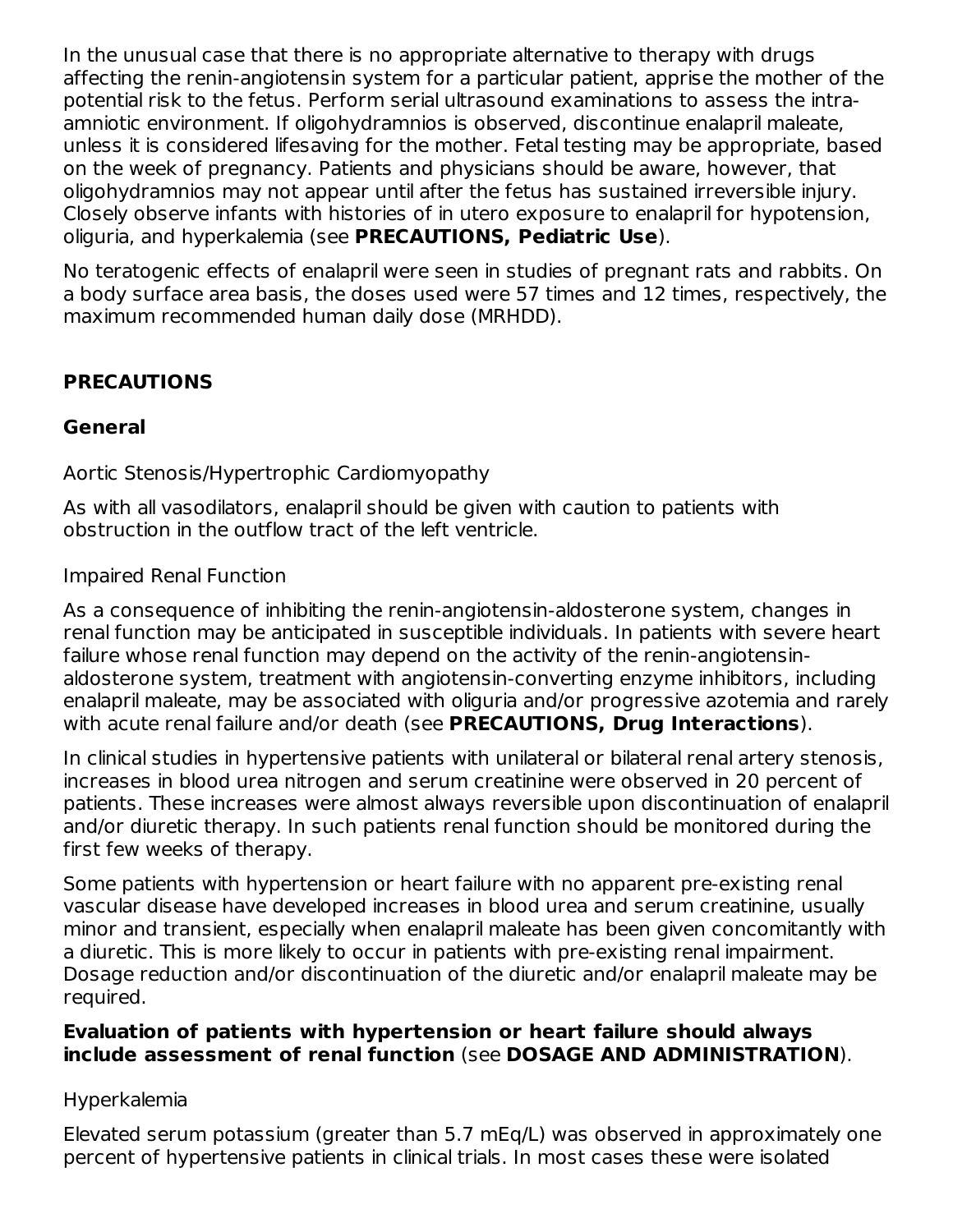In the unusual case that there is no appropriate alternative to therapy with drugs affecting the renin-angiotensin system for a particular patient, apprise the mother of the potential risk to the fetus. Perform serial ultrasound examinations to assess the intra-amniotic environment. If oligohydramnios is observed, discontinue enalapril maleate, unless it is considered lifesaving for the mother. Fetal testing may be appropriate, based on the week of pregnancy. Patients and physicians should be aware, however, that oligohydramnios may not appear until after the fetus has sustained irreversible injury. Closely observe infants with histories of in utero exposure to enalapril for hypotension, oliguria, and hyperkalemia (see **PRECAUTIONS, Pediatric Use**).

No teratogenic effects of enalapril were seen in studies of pregnant rats and rabbits. On a body surface area basis, the doses used were 57 times and 12 times, respectively, the maximum recommended human daily dose (MRHDD).

## PRECAUTIONS

### General

Aortic Stenosis/Hypertrophic Cardiomyopathy

As with all vasodilators, enalapril should be given with caution to patients with obstruction in the outflow tract of the left ventricle.

Impaired Renal Function

As a consequence of inhibiting the renin-angiotensin-aldosterone system, changes in renal function may be anticipated in susceptible individuals. In patients with severe heart failure whose renal function may depend on the activity of the renin-angiotensin-aldosterone system, treatment with angiotensin-converting enzyme inhibitors, including enalapril maleate, may be associated with oliguria and/or progressive azotemia and rarely with acute renal failure and/or death (see **PRECAUTIONS, Drug Interactions**).

In clinical studies in hypertensive patients with unilateral or bilateral renal artery stenosis, increases in blood urea nitrogen and serum creatinine were observed in 20 percent of patients. These increases were almost always reversible upon discontinuation of enalapril and/or diuretic therapy. In such patients renal function should be monitored during the first few weeks of therapy.

Some patients with hypertension or heart failure with no apparent pre-existing renal vascular disease have developed increases in blood urea and serum creatinine, usually minor and transient, especially when enalapril maleate has been given concomitantly with a diuretic. This is more likely to occur in patients with pre-existing renal impairment. Dosage reduction and/or discontinuation of the diuretic and/or enalapril maleate may be required.

**Evaluation of patients with hypertension or heart failure should always include assessment of renal function** (see **DOSAGE AND ADMINISTRATION**).

Hyperkalemia

Elevated serum potassium (greater than 5.7 mEq/L) was observed in approximately one percent of hypertensive patients in clinical trials. In most cases these were isolated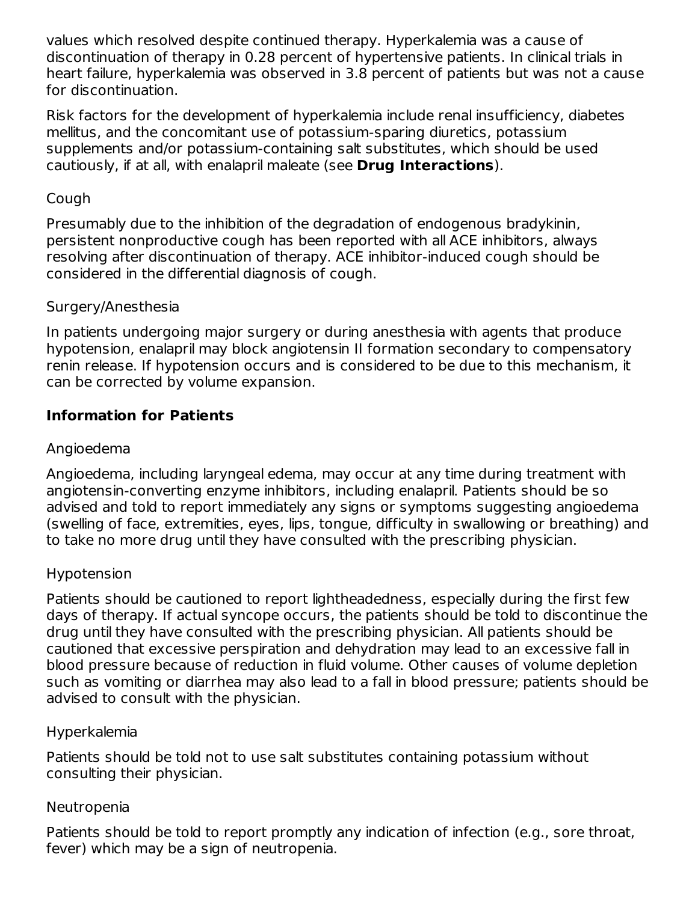values which resolved despite continued therapy. Hyperkalemia was a cause of discontinuation of therapy in 0.28 percent of hypertensive patients. In clinical trials in heart failure, hyperkalemia was observed in 3.8 percent of patients but was not a cause for discontinuation.

Risk factors for the development of hyperkalemia include renal insufficiency, diabetes mellitus, and the concomitant use of potassium-sparing diuretics, potassium supplements and/or potassium-containing salt substitutes, which should be used cautiously, if at all, with enalapril maleate (see **Drug Interactions**).

Cough

Presumably due to the inhibition of the degradation of endogenous bradykinin, persistent nonproductive cough has been reported with all ACE inhibitors, always resolving after discontinuation of therapy. ACE inhibitor-induced cough should be considered in the differential diagnosis of cough.

Surgery/Anesthesia

In patients undergoing major surgery or during anesthesia with agents that produce hypotension, enalapril may block angiotensin II formation secondary to compensatory renin release. If hypotension occurs and is considered to be due to this mechanism, it can be corrected by volume expansion.

### Information for Patients

Angioedema

Angioedema, including laryngeal edema, may occur at any time during treatment with angiotensin-converting enzyme inhibitors, including enalapril. Patients should be so advised and told to report immediately any signs or symptoms suggesting angioedema (swelling of face, extremities, eyes, lips, tongue, difficulty in swallowing or breathing) and to take no more drug until they have consulted with the prescribing physician.

Hypotension

Patients should be cautioned to report lightheadedness, especially during the first few days of therapy. If actual syncope occurs, the patients should be told to discontinue the drug until they have consulted with the prescribing physician. All patients should be cautioned that excessive perspiration and dehydration may lead to an excessive fall in blood pressure because of reduction in fluid volume. Other causes of volume depletion such as vomiting or diarrhea may also lead to a fall in blood pressure; patients should be advised to consult with the physician.

Hyperkalemia

Patients should be told not to use salt substitutes containing potassium without consulting their physician.

Neutropenia

Patients should be told to report promptly any indication of infection (e.g., sore throat, fever) which may be a sign of neutropenia.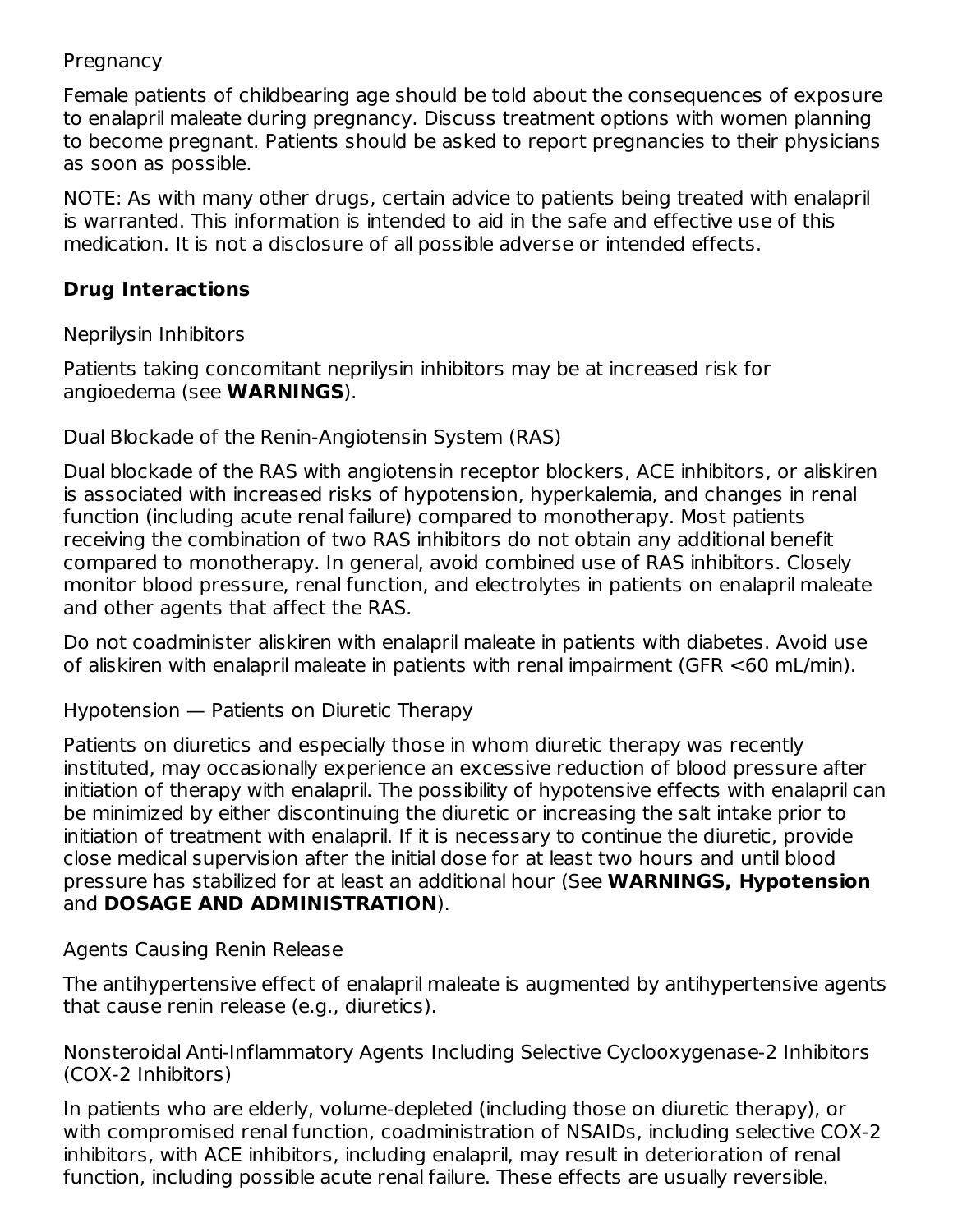Pregnancy

Female patients of childbearing age should be told about the consequences of exposure to enalapril maleate during pregnancy. Discuss treatment options with women planning to become pregnant. Patients should be asked to report pregnancies to their physicians as soon as possible.

NOTE: As with many other drugs, certain advice to patients being treated with enalapril is warranted. This information is intended to aid in the safe and effective use of this medication. It is not a disclosure of all possible adverse or intended effects.

**Drug Interactions**

Neprilysin Inhibitors

Patients taking concomitant neprilysin inhibitors may be at increased risk for angioedema (see **WARNINGS**).

Dual Blockade of the Renin-Angiotensin System (RAS)

Dual blockade of the RAS with angiotensin receptor blockers, ACE inhibitors, or aliskiren is associated with increased risks of hypotension, hyperkalemia, and changes in renal function (including acute renal failure) compared to monotherapy. Most patients receiving the combination of two RAS inhibitors do not obtain any additional benefit compared to monotherapy. In general, avoid combined use of RAS inhibitors. Closely monitor blood pressure, renal function, and electrolytes in patients on enalapril maleate and other agents that affect the RAS.

Do not coadminister aliskiren with enalapril maleate in patients with diabetes. Avoid use of aliskiren with enalapril maleate in patients with renal impairment (GFR <60 mL/min).

Hypotension — Patients on Diuretic Therapy

Patients on diuretics and especially those in whom diuretic therapy was recently instituted, may occasionally experience an excessive reduction of blood pressure after initiation of therapy with enalapril. The possibility of hypotensive effects with enalapril can be minimized by either discontinuing the diuretic or increasing the salt intake prior to initiation of treatment with enalapril. If it is necessary to continue the diuretic, provide close medical supervision after the initial dose for at least two hours and until blood pressure has stabilized for at least an additional hour (See **WARNINGS, Hypotension** and **DOSAGE AND ADMINISTRATION**).

Agents Causing Renin Release

The antihypertensive effect of enalapril maleate is augmented by antihypertensive agents that cause renin release (e.g., diuretics).

Nonsteroidal Anti-Inflammatory Agents Including Selective Cyclooxygenase-2 Inhibitors (COX-2 Inhibitors)

In patients who are elderly, volume-depleted (including those on diuretic therapy), or with compromised renal function, coadministration of NSAIDs, including selective COX-2 inhibitors, with ACE inhibitors, including enalapril, may result in deterioration of renal function, including possible acute renal failure. These effects are usually reversible.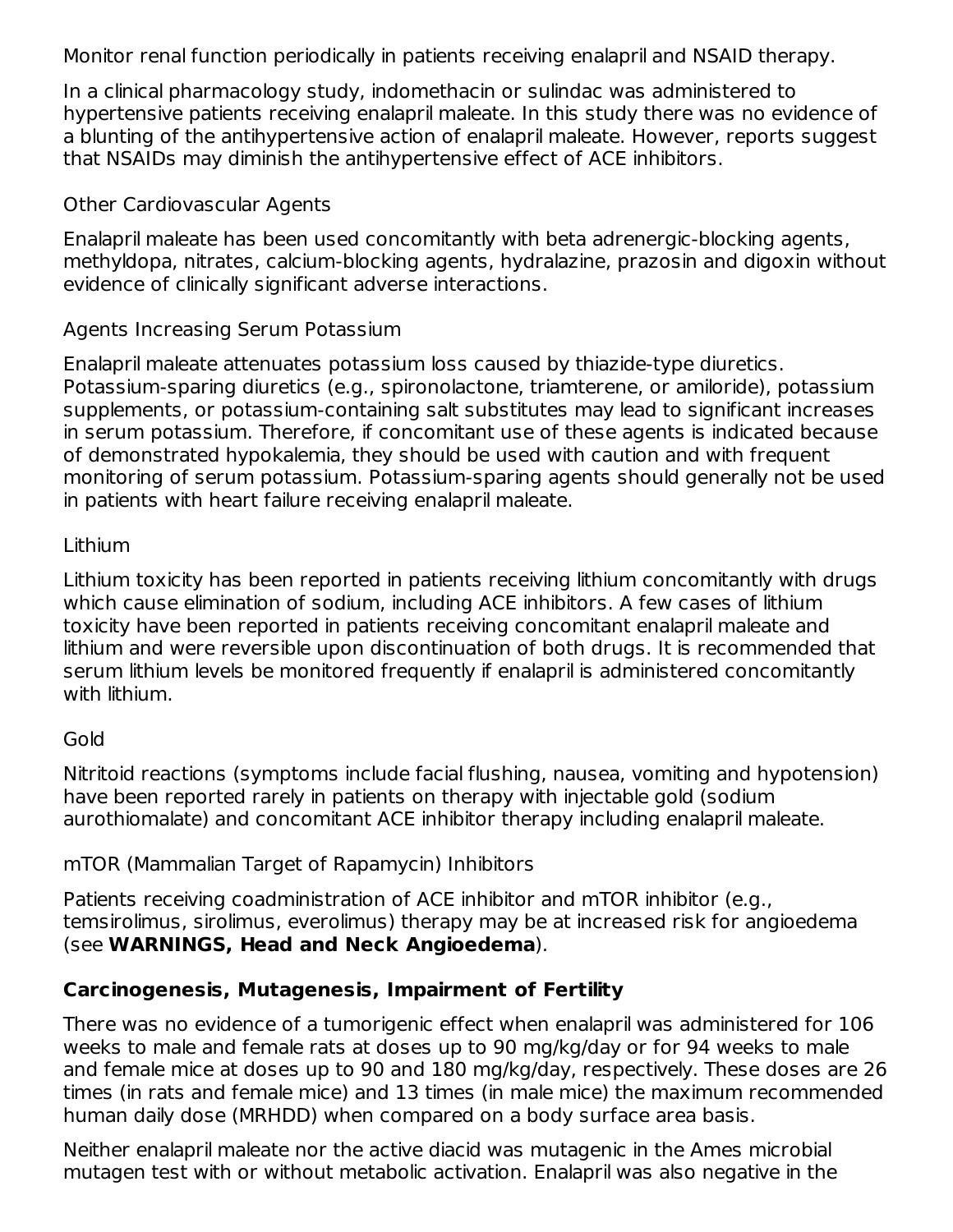Monitor renal function periodically in patients receiving enalapril and NSAID therapy.

In a clinical pharmacology study, indomethacin or sulindac was administered to hypertensive patients receiving enalapril maleate. In this study there was no evidence of a blunting of the antihypertensive action of enalapril maleate. However, reports suggest that NSAIDs may diminish the antihypertensive effect of ACE inhibitors.

Other Cardiovascular Agents

Enalapril maleate has been used concomitantly with beta adrenergic-blocking agents, methyldopa, nitrates, calcium-blocking agents, hydralazine, prazosin and digoxin without evidence of clinically significant adverse interactions.

Agents Increasing Serum Potassium

Enalapril maleate attenuates potassium loss caused by thiazide-type diuretics. Potassium-sparing diuretics (e.g., spironolactone, triamterene, or amiloride), potassium supplements, or potassium-containing salt substitutes may lead to significant increases in serum potassium. Therefore, if concomitant use of these agents is indicated because of demonstrated hypokalemia, they should be used with caution and with frequent monitoring of serum potassium. Potassium-sparing agents should generally not be used in patients with heart failure receiving enalapril maleate.

Lithium

Lithium toxicity has been reported in patients receiving lithium concomitantly with drugs which cause elimination of sodium, including ACE inhibitors. A few cases of lithium toxicity have been reported in patients receiving concomitant enalapril maleate and lithium and were reversible upon discontinuation of both drugs. It is recommended that serum lithium levels be monitored frequently if enalapril is administered concomitantly with lithium.

Gold

Nitritoid reactions (symptoms include facial flushing, nausea, vomiting and hypotension) have been reported rarely in patients on therapy with injectable gold (sodium aurothiomalate) and concomitant ACE inhibitor therapy including enalapril maleate.

mTOR (Mammalian Target of Rapamycin) Inhibitors

Patients receiving coadministration of ACE inhibitor and mTOR inhibitor (e.g., temsirolimus, sirolimus, everolimus) therapy may be at increased risk for angioedema (see **WARNINGS, Head and Neck Angioedema**).

**Carcinogenesis, Mutagenesis, Impairment of Fertility**

There was no evidence of a tumorigenic effect when enalapril was administered for 106 weeks to male and female rats at doses up to 90 mg/kg/day or for 94 weeks to male and female mice at doses up to 90 and 180 mg/kg/day, respectively. These doses are 26 times (in rats and female mice) and 13 times (in male mice) the maximum recommended human daily dose (MRHDD) when compared on a body surface area basis.

Neither enalapril maleate nor the active diacid was mutagenic in the Ames microbial mutagen test with or without metabolic activation. Enalapril was also negative in the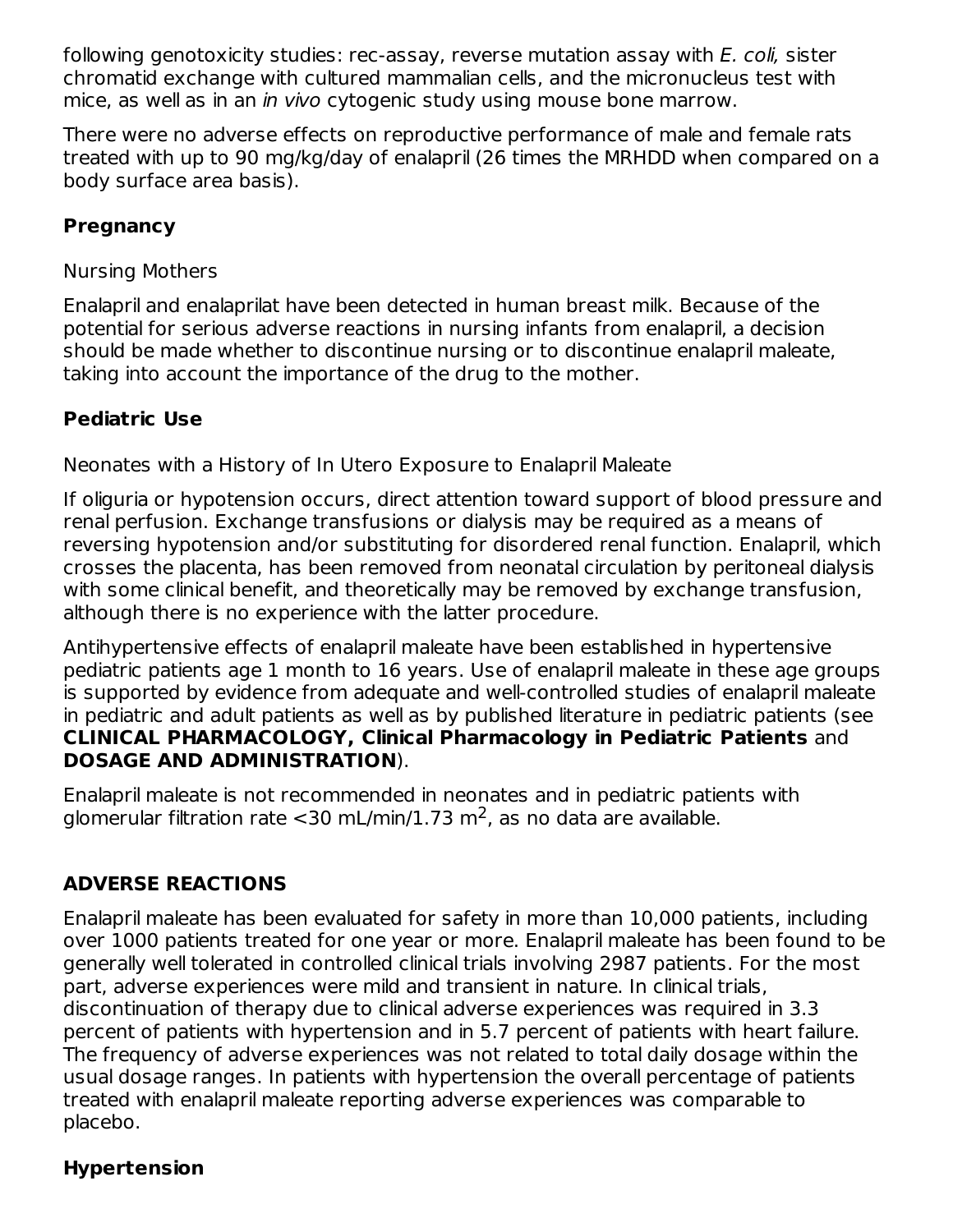following genotoxicity studies: rec-assay, reverse mutation assay with *E. coli,* sister chromatid exchange with cultured mammalian cells, and the micronucleus test with mice, as well as in an *in vivo* cytogenic study using mouse bone marrow.

There were no adverse effects on reproductive performance of male and female rats treated with up to 90 mg/kg/day of enalapril (26 times the MRHDD when compared on a body surface area basis).

### Pregnancy

Nursing Mothers

Enalapril and enalaprilat have been detected in human breast milk. Because of the potential for serious adverse reactions in nursing infants from enalapril, a decision should be made whether to discontinue nursing or to discontinue enalapril maleate, taking into account the importance of the drug to the mother.

### Pediatric Use

Neonates with a History of In Utero Exposure to Enalapril Maleate

If oliguria or hypotension occurs, direct attention toward support of blood pressure and renal perfusion. Exchange transfusions or dialysis may be required as a means of reversing hypotension and/or substituting for disordered renal function. Enalapril, which crosses the placenta, has been removed from neonatal circulation by peritoneal dialysis with some clinical benefit, and theoretically may be removed by exchange transfusion, although there is no experience with the latter procedure.

Antihypertensive effects of enalapril maleate have been established in hypertensive pediatric patients age 1 month to 16 years. Use of enalapril maleate in these age groups is supported by evidence from adequate and well-controlled studies of enalapril maleate in pediatric and adult patients as well as by published literature in pediatric patients (see **CLINICAL PHARMACOLOGY, Clinical Pharmacology in Pediatric Patients** and **DOSAGE AND ADMINISTRATION**).

Enalapril maleate is not recommended in neonates and in pediatric patients with glomerular filtration rate <30 mL/min/1.73 $m^2$, as no data are available.

## ADVERSE REACTIONS

Enalapril maleate has been evaluated for safety in more than 10,000 patients, including over 1000 patients treated for one year or more. Enalapril maleate has been found to be generally well tolerated in controlled clinical trials involving 2987 patients. For the most part, adverse experiences were mild and transient in nature. In clinical trials, discontinuation of therapy due to clinical adverse experiences was required in 3.3 percent of patients with hypertension and in 5.7 percent of patients with heart failure. The frequency of adverse experiences was not related to total daily dosage within the usual dosage ranges. In patients with hypertension the overall percentage of patients treated with enalapril maleate reporting adverse experiences was comparable to placebo.

### Hypertension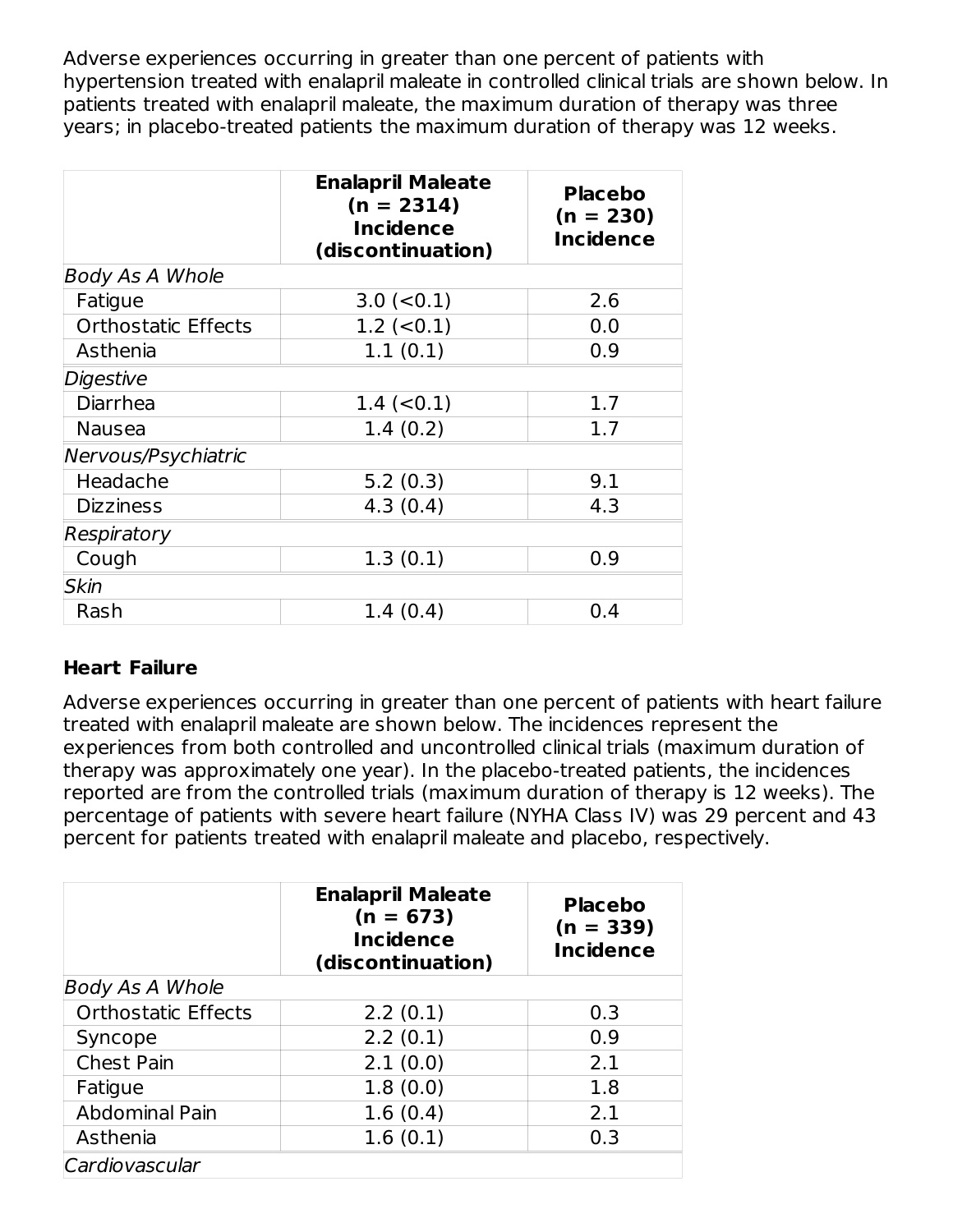Adverse experiences occurring in greater than one percent of patients with hypertension treated with enalapril maleate in controlled clinical trials are shown below. In patients treated with enalapril maleate, the maximum duration of therapy was three years; in placebo-treated patients the maximum duration of therapy was 12 weeks.

| | **Enalapril Maleate (n = 2314) Incidence (discontinuation)** | **Placebo (n = 230) Incidence** |
|---|---|---|
| *Body As A Whole* | | |
| Fatigue | 3.0 (<0.1) | 2.6 |
| Orthostatic Effects | 1.2 (<0.1) | 0.0 |
| Asthenia | 1.1 (0.1) | 0.9 |
| *Digestive* | | |
| Diarrhea | 1.4 (<0.1) | 1.7 |
| Nausea | 1.4 (0.2) | 1.7 |
| *Nervous/Psychiatric* | | |
| Headache | 5.2 (0.3) | 9.1 |
| Dizziness | 4.3 (0.4) | 4.3 |
| *Respiratory* | | |
| Cough | 1.3 (0.1) | 0.9 |
| *Skin* | | |
| Rash | 1.4 (0.4) | 0.4 |

**Heart Failure**

Adverse experiences occurring in greater than one percent of patients with heart failure treated with enalapril maleate are shown below. The incidences represent the experiences from both controlled and uncontrolled clinical trials (maximum duration of therapy was approximately one year). In the placebo-treated patients, the incidences reported are from the controlled trials (maximum duration of therapy is 12 weeks). The percentage of patients with severe heart failure (NYHA Class IV) was 29 percent and 43 percent for patients treated with enalapril maleate and placebo, respectively.

| | **Enalapril Maleate (n = 673) Incidence (discontinuation)** | **Placebo (n = 339) Incidence** |
|---|---|---|
| *Body As A Whole* | | |
| Orthostatic Effects | 2.2 (0.1) | 0.3 |
| Syncope | 2.2 (0.1) | 0.9 |
| Chest Pain | 2.1 (0.0) | 2.1 |
| Fatigue | 1.8 (0.0) | 1.8 |
| Abdominal Pain | 1.6 (0.4) | 2.1 |
| Asthenia | 1.6 (0.1) | 0.3 |
| *Cardiovascular* | | |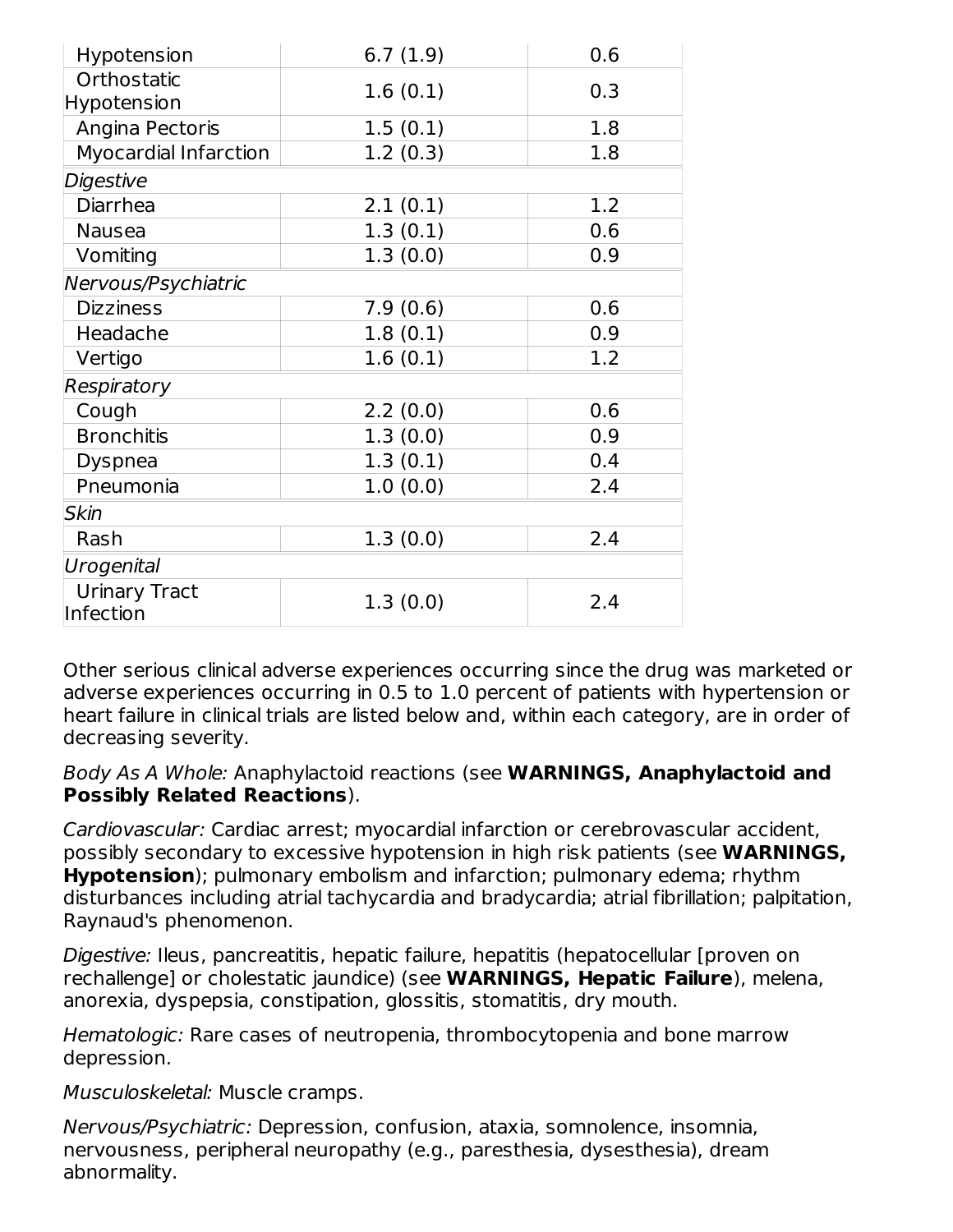| | | |
|---|---|---|
| Hypotension | 6.7 (1.9) | 0.6 |
| Orthostatic Hypotension | 1.6 (0.1) | 0.3 |
| Angina Pectoris | 1.5 (0.1) | 1.8 |
| Myocardial Infarction | 1.2 (0.3) | 1.8 |
| *Digestive* | | |
| Diarrhea | 2.1 (0.1) | 1.2 |
| Nausea | 1.3 (0.1) | 0.6 |
| Vomiting | 1.3 (0.0) | 0.9 |
| *Nervous/Psychiatric* | | |
| Dizziness | 7.9 (0.6) | 0.6 |
| Headache | 1.8 (0.1) | 0.9 |
| Vertigo | 1.6 (0.1) | 1.2 |
| *Respiratory* | | |
| Cough | 2.2 (0.0) | 0.6 |
| Bronchitis | 1.3 (0.0) | 0.9 |
| Dyspnea | 1.3 (0.1) | 0.4 |
| Pneumonia | 1.0 (0.0) | 2.4 |
| *Skin* | | |
| Rash | 1.3 (0.0) | 2.4 |
| *Urogenital* | | |
| Urinary Tract Infection | 1.3 (0.0) | 2.4 |

Other serious clinical adverse experiences occurring since the drug was marketed or adverse experiences occurring in 0.5 to 1.0 percent of patients with hypertension or heart failure in clinical trials are listed below and, within each category, are in order of decreasing severity.

*Body As A Whole:* Anaphylactoid reactions (see **WARNINGS, Anaphylactoid and Possibly Related Reactions**).

*Cardiovascular:* Cardiac arrest; myocardial infarction or cerebrovascular accident, possibly secondary to excessive hypotension in high risk patients (see **WARNINGS, Hypotension**); pulmonary embolism and infarction; pulmonary edema; rhythm disturbances including atrial tachycardia and bradycardia; atrial fibrillation; palpitation, Raynaud's phenomenon.

*Digestive:* Ileus, pancreatitis, hepatic failure, hepatitis (hepatocellular [proven on rechallenge] or cholestatic jaundice) (see **WARNINGS, Hepatic Failure**), melena, anorexia, dyspepsia, constipation, glossitis, stomatitis, dry mouth.

*Hematologic:* Rare cases of neutropenia, thrombocytopenia and bone marrow depression.

*Musculoskeletal:* Muscle cramps.

*Nervous/Psychiatric:* Depression, confusion, ataxia, somnolence, insomnia, nervousness, peripheral neuropathy (e.g., paresthesia, dysesthesia), dream abnormality.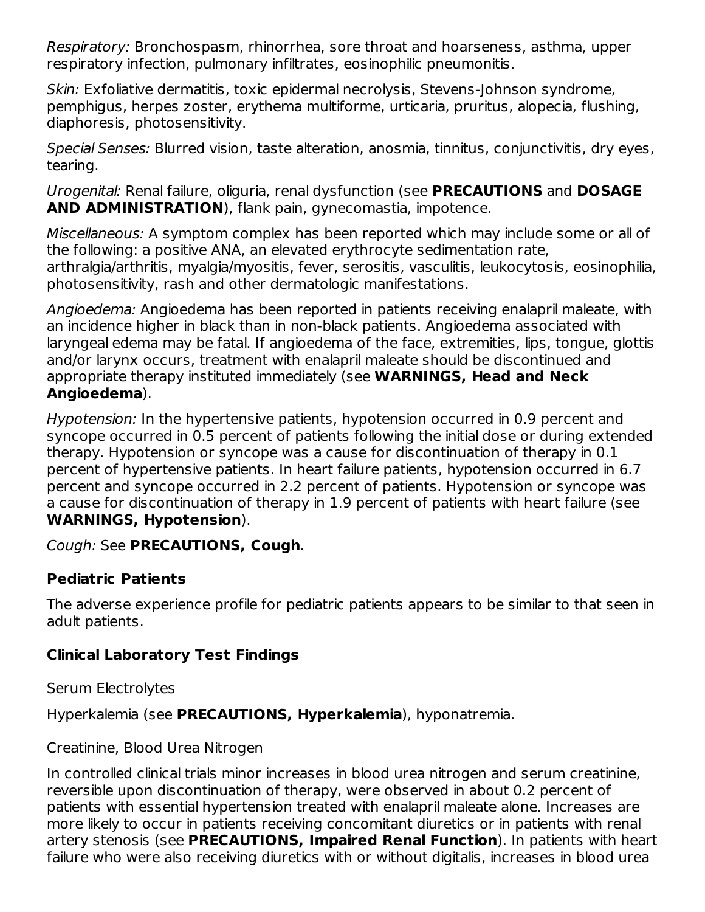*Respiratory:* Bronchospasm, rhinorrhea, sore throat and hoarseness, asthma, upper respiratory infection, pulmonary infiltrates, eosinophilic pneumonitis.

*Skin:* Exfoliative dermatitis, toxic epidermal necrolysis, Stevens-Johnson syndrome, pemphigus, herpes zoster, erythema multiforme, urticaria, pruritus, alopecia, flushing, diaphoresis, photosensitivity.

*Special Senses:* Blurred vision, taste alteration, anosmia, tinnitus, conjunctivitis, dry eyes, tearing.

*Urogenital:* Renal failure, oliguria, renal dysfunction (see **PRECAUTIONS** and **DOSAGE AND ADMINISTRATION**), flank pain, gynecomastia, impotence.

*Miscellaneous:* A symptom complex has been reported which may include some or all of the following: a positive ANA, an elevated erythrocyte sedimentation rate, arthralgia/arthritis, myalgia/myositis, fever, serositis, vasculitis, leukocytosis, eosinophilia, photosensitivity, rash and other dermatologic manifestations.

*Angioedema:* Angioedema has been reported in patients receiving enalapril maleate, with an incidence higher in black than in non-black patients. Angioedema associated with laryngeal edema may be fatal. If angioedema of the face, extremities, lips, tongue, glottis and/or larynx occurs, treatment with enalapril maleate should be discontinued and appropriate therapy instituted immediately (see **WARNINGS, Head and Neck Angioedema**).

*Hypotension:* In the hypertensive patients, hypotension occurred in 0.9 percent and syncope occurred in 0.5 percent of patients following the initial dose or during extended therapy. Hypotension or syncope was a cause for discontinuation of therapy in 0.1 percent of hypertensive patients. In heart failure patients, hypotension occurred in 6.7 percent and syncope occurred in 2.2 percent of patients. Hypotension or syncope was a cause for discontinuation of therapy in 1.9 percent of patients with heart failure (see **WARNINGS, Hypotension**).

*Cough:* See **PRECAUTIONS, Cough**.

### Pediatric Patients

The adverse experience profile for pediatric patients appears to be similar to that seen in adult patients.

### Clinical Laboratory Test Findings

Serum Electrolytes

Hyperkalemia (see **PRECAUTIONS, Hyperkalemia**), hyponatremia.

Creatinine, Blood Urea Nitrogen

In controlled clinical trials minor increases in blood urea nitrogen and serum creatinine, reversible upon discontinuation of therapy, were observed in about 0.2 percent of patients with essential hypertension treated with enalapril maleate alone. Increases are more likely to occur in patients receiving concomitant diuretics or in patients with renal artery stenosis (see **PRECAUTIONS, Impaired Renal Function**). In patients with heart failure who were also receiving diuretics with or without digitalis, increases in blood urea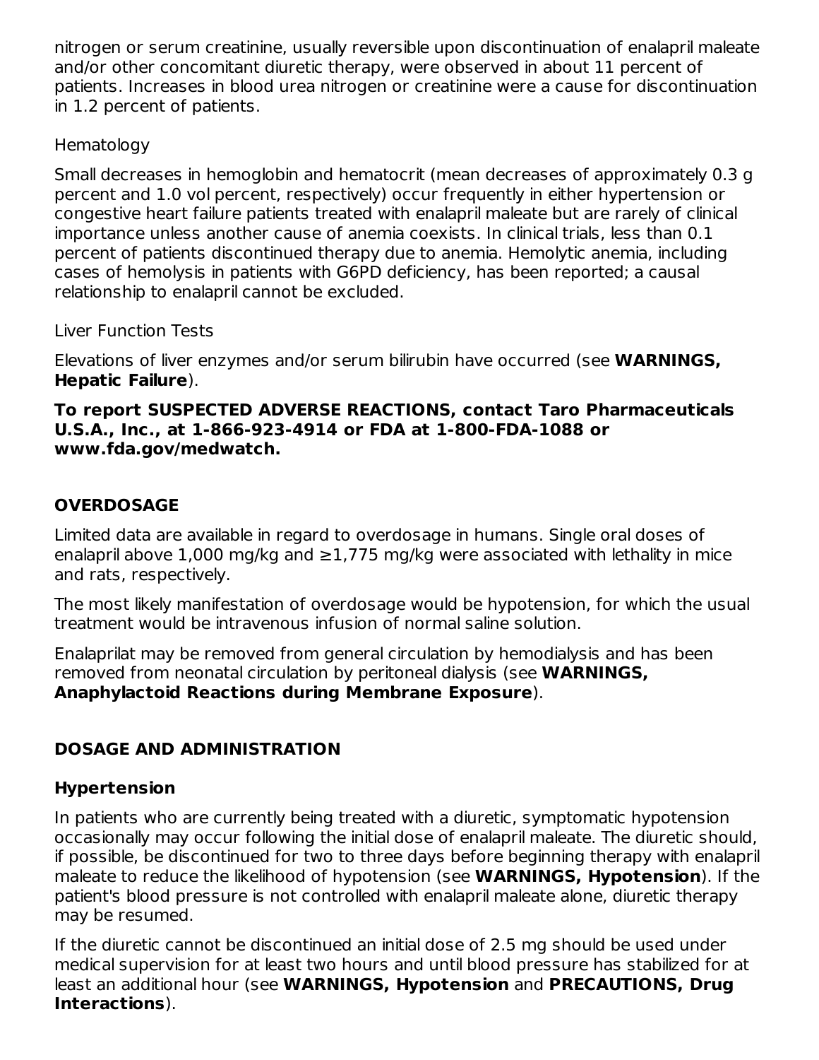nitrogen or serum creatinine, usually reversible upon discontinuation of enalapril maleate and/or other concomitant diuretic therapy, were observed in about 11 percent of patients. Increases in blood urea nitrogen or creatinine were a cause for discontinuation in 1.2 percent of patients.

Hematology

Small decreases in hemoglobin and hematocrit (mean decreases of approximately 0.3 g percent and 1.0 vol percent, respectively) occur frequently in either hypertension or congestive heart failure patients treated with enalapril maleate but are rarely of clinical importance unless another cause of anemia coexists. In clinical trials, less than 0.1 percent of patients discontinued therapy due to anemia. Hemolytic anemia, including cases of hemolysis in patients with G6PD deficiency, has been reported; a causal relationship to enalapril cannot be excluded.

Liver Function Tests

Elevations of liver enzymes and/or serum bilirubin have occurred (see **WARNINGS, Hepatic Failure**).

**To report SUSPECTED ADVERSE REACTIONS, contact Taro Pharmaceuticals U.S.A., Inc., at 1-866-923-4914 or FDA at 1-800-FDA-1088 or www.fda.gov/medwatch.**

## OVERDOSAGE

Limited data are available in regard to overdosage in humans. Single oral doses of enalapril above 1,000 mg/kg and ≥1,775 mg/kg were associated with lethality in mice and rats, respectively.

The most likely manifestation of overdosage would be hypotension, for which the usual treatment would be intravenous infusion of normal saline solution.

Enalaprilat may be removed from general circulation by hemodialysis and has been removed from neonatal circulation by peritoneal dialysis (see **WARNINGS, Anaphylactoid Reactions during Membrane Exposure**).

## DOSAGE AND ADMINISTRATION

### Hypertension

In patients who are currently being treated with a diuretic, symptomatic hypotension occasionally may occur following the initial dose of enalapril maleate. The diuretic should, if possible, be discontinued for two to three days before beginning therapy with enalapril maleate to reduce the likelihood of hypotension (see **WARNINGS, Hypotension**). If the patient's blood pressure is not controlled with enalapril maleate alone, diuretic therapy may be resumed.

If the diuretic cannot be discontinued an initial dose of 2.5 mg should be used under medical supervision for at least two hours and until blood pressure has stabilized for at least an additional hour (see **WARNINGS, Hypotension** and **PRECAUTIONS, Drug Interactions**).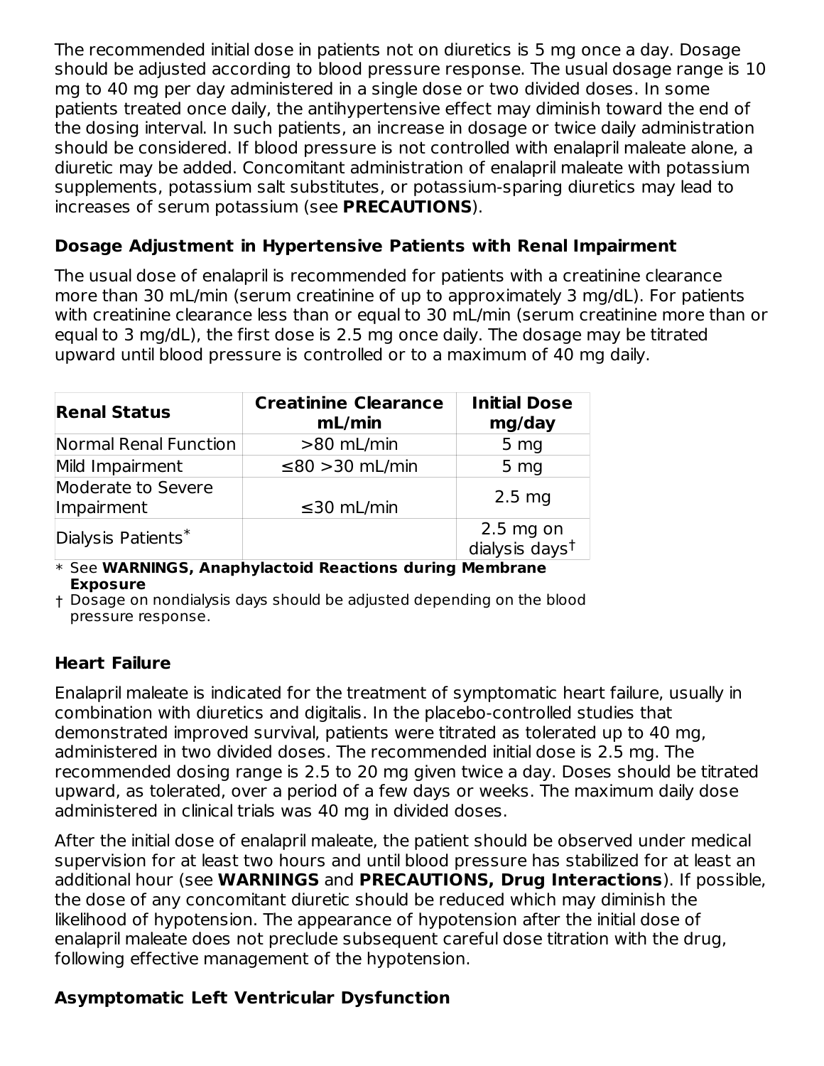The recommended initial dose in patients not on diuretics is 5 mg once a day. Dosage should be adjusted according to blood pressure response. The usual dosage range is 10 mg to 40 mg per day administered in a single dose or two divided doses. In some patients treated once daily, the antihypertensive effect may diminish toward the end of the dosing interval. In such patients, an increase in dosage or twice daily administration should be considered. If blood pressure is not controlled with enalapril maleate alone, a diuretic may be added. Concomitant administration of enalapril maleate with potassium supplements, potassium salt substitutes, or potassium-sparing diuretics may lead to increases of serum potassium (see **PRECAUTIONS**).

### Dosage Adjustment in Hypertensive Patients with Renal Impairment

The usual dose of enalapril is recommended for patients with a creatinine clearance more than 30 mL/min (serum creatinine of up to approximately 3 mg/dL). For patients with creatinine clearance less than or equal to 30 mL/min (serum creatinine more than or equal to 3 mg/dL), the first dose is 2.5 mg once daily. The dosage may be titrated upward until blood pressure is controlled or to a maximum of 40 mg daily.

| Renal Status | Creatinine Clearance mL/min | Initial Dose mg/day |
|---|---|---|
| Normal Renal Function | >80 mL/min | 5 mg |
| Mild Impairment | ≤80 >30 mL/min | 5 mg |
| Moderate to Severe Impairment | ≤30 mL/min | 2.5 mg |
| Dialysis Patients* | | 2.5 mg on dialysis days† |

* See **WARNINGS, Anaphylactoid Reactions during Membrane Exposure**

† Dosage on nondialysis days should be adjusted depending on the blood pressure response.

### Heart Failure

Enalapril maleate is indicated for the treatment of symptomatic heart failure, usually in combination with diuretics and digitalis. In the placebo-controlled studies that demonstrated improved survival, patients were titrated as tolerated up to 40 mg, administered in two divided doses. The recommended initial dose is 2.5 mg. The recommended dosing range is 2.5 to 20 mg given twice a day. Doses should be titrated upward, as tolerated, over a period of a few days or weeks. The maximum daily dose administered in clinical trials was 40 mg in divided doses.

After the initial dose of enalapril maleate, the patient should be observed under medical supervision for at least two hours and until blood pressure has stabilized for at least an additional hour (see **WARNINGS** and **PRECAUTIONS, Drug Interactions**). If possible, the dose of any concomitant diuretic should be reduced which may diminish the likelihood of hypotension. The appearance of hypotension after the initial dose of enalapril maleate does not preclude subsequent careful dose titration with the drug, following effective management of the hypotension.

### Asymptomatic Left Ventricular Dysfunction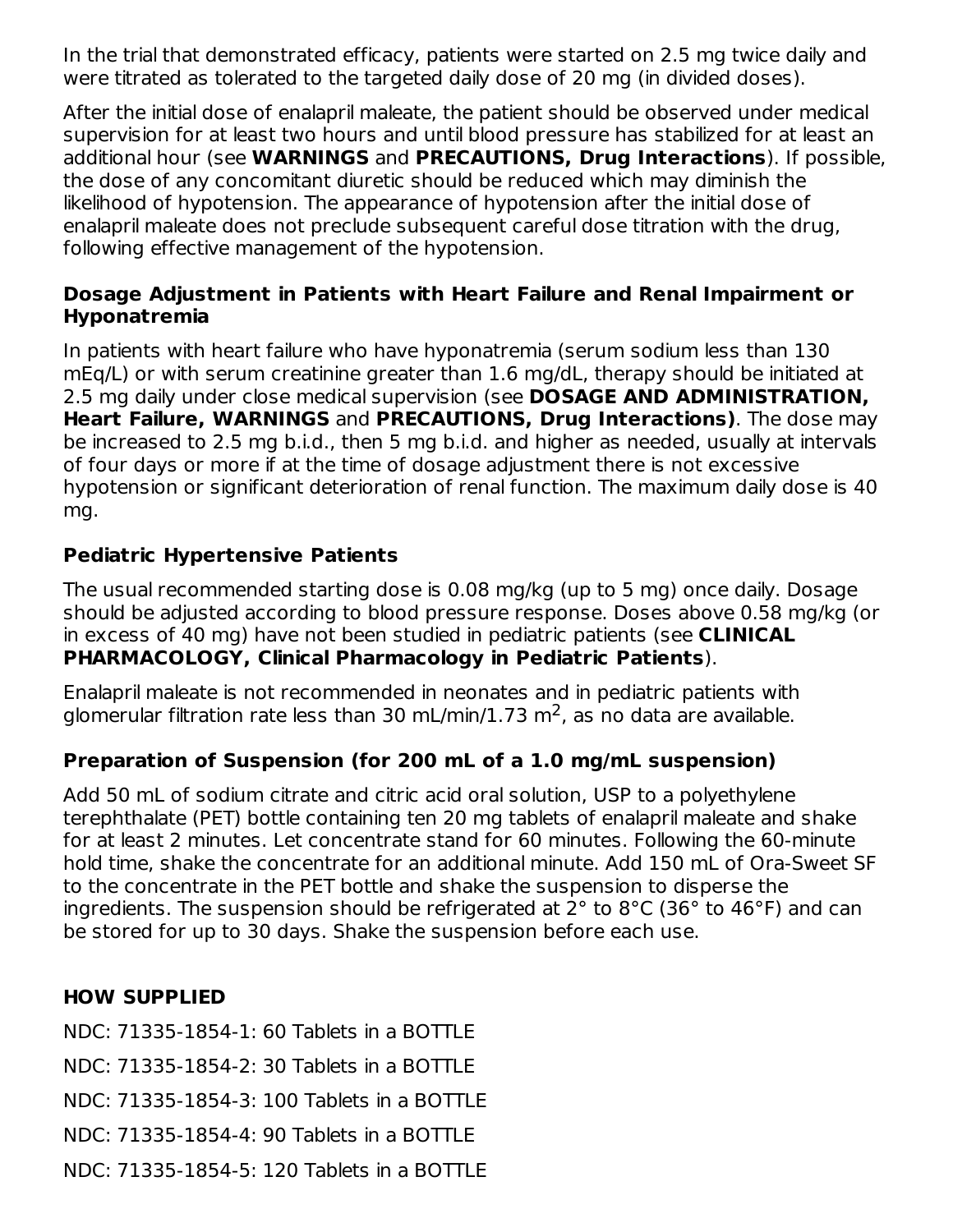In the trial that demonstrated efficacy, patients were started on 2.5 mg twice daily and were titrated as tolerated to the targeted daily dose of 20 mg (in divided doses).

After the initial dose of enalapril maleate, the patient should be observed under medical supervision for at least two hours and until blood pressure has stabilized for at least an additional hour (see **WARNINGS** and **PRECAUTIONS, Drug Interactions**). If possible, the dose of any concomitant diuretic should be reduced which may diminish the likelihood of hypotension. The appearance of hypotension after the initial dose of enalapril maleate does not preclude subsequent careful dose titration with the drug, following effective management of the hypotension.

### Dosage Adjustment in Patients with Heart Failure and Renal Impairment or Hyponatremia

In patients with heart failure who have hyponatremia (serum sodium less than 130 mEq/L) or with serum creatinine greater than 1.6 mg/dL, therapy should be initiated at 2.5 mg daily under close medical supervision (see **DOSAGE AND ADMINISTRATION, Heart Failure, WARNINGS** and **PRECAUTIONS, Drug Interactions)**. The dose may be increased to 2.5 mg b.i.d., then 5 mg b.i.d. and higher as needed, usually at intervals of four days or more if at the time of dosage adjustment there is not excessive hypotension or significant deterioration of renal function. The maximum daily dose is 40 mg.

### Pediatric Hypertensive Patients

The usual recommended starting dose is 0.08 mg/kg (up to 5 mg) once daily. Dosage should be adjusted according to blood pressure response. Doses above 0.58 mg/kg (or in excess of 40 mg) have not been studied in pediatric patients (see **CLINICAL PHARMACOLOGY, Clinical Pharmacology in Pediatric Patients**).

Enalapril maleate is not recommended in neonates and in pediatric patients with glomerular filtration rate less than 30 mL/min/1.73 $m^2$, as no data are available.

### Preparation of Suspension (for 200 mL of a 1.0 mg/mL suspension)

Add 50 mL of sodium citrate and citric acid oral solution, USP to a polyethylene terephthalate (PET) bottle containing ten 20 mg tablets of enalapril maleate and shake for at least 2 minutes. Let concentrate stand for 60 minutes. Following the 60-minute hold time, shake the concentrate for an additional minute. Add 150 mL of Ora-Sweet SF to the concentrate in the PET bottle and shake the suspension to disperse the ingredients. The suspension should be refrigerated at 2° to 8°C (36° to 46°F) and can be stored for up to 30 days. Shake the suspension before each use.

## HOW SUPPLIED

NDC: 71335-1854-1: 60 Tablets in a BOTTLE

NDC: 71335-1854-2: 30 Tablets in a BOTTLE

NDC: 71335-1854-3: 100 Tablets in a BOTTLE

NDC: 71335-1854-4: 90 Tablets in a BOTTLE

NDC: 71335-1854-5: 120 Tablets in a BOTTLE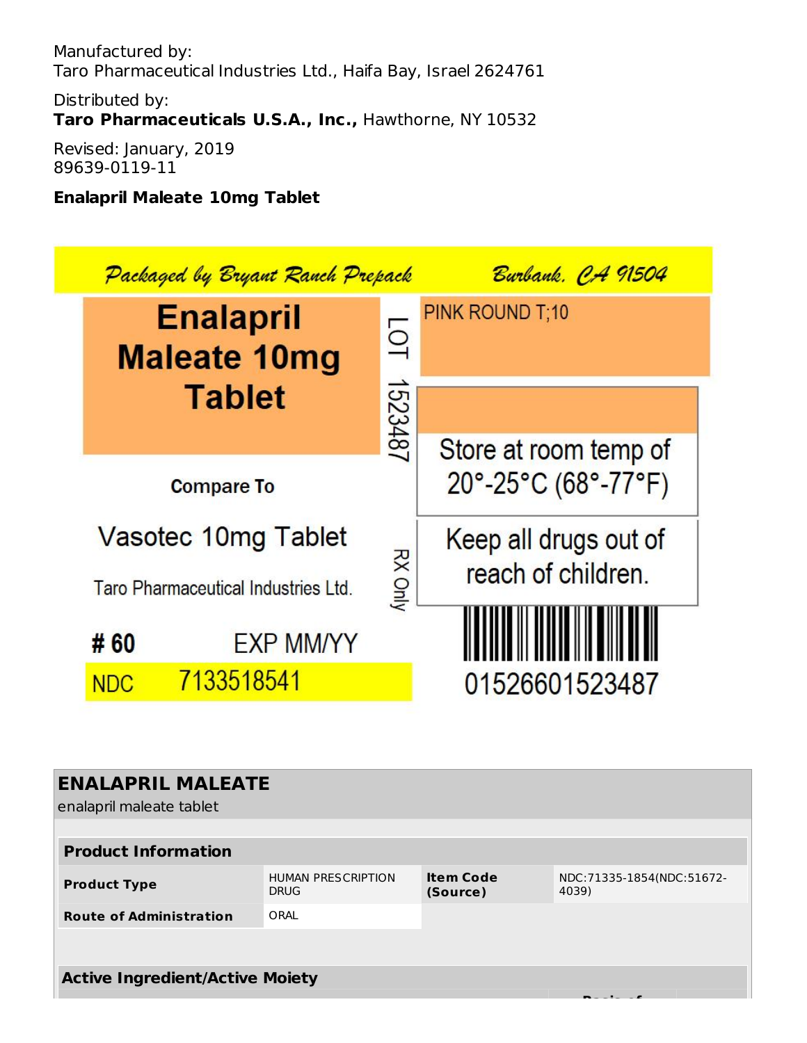Manufactured by:
Taro Pharmaceutical Industries Ltd., Haifa Bay, Israel 2624761

Distributed by:
**Taro Pharmaceuticals U.S.A., Inc.,** Hawthorne, NY 10532

Revised: January, 2019
89639-0119-11

**Enalapril Maleate 10mg Tablet**

Packaged by Bryant Ranch Prepack Burbank, CA 91504

**Enalapril Maleate 10mg Tablet**

LOT 1523487

PINK ROUND T;10

Store at room temp of 20°-25°C (68°-77°F)

**Compare To**

Vasotec 10mg Tablet

Taro Pharmaceutical Industries Ltd.

RX Only

Keep all drugs out of reach of children.

**# 60** EXP MM/YY

NDC 7133518541

01526601523487

## ENALAPRIL MALEATE

enalapril maleate tablet

| **Product Information** | | | |
|---|---|---|---|
| **Product Type** | HUMAN PRESCRIPTION DRUG | **Item Code (Source)** | NDC:71335-1854(NDC:51672-4039) |
| **Route of Administration** | ORAL | | |

**Active Ingredient/Active Moiety**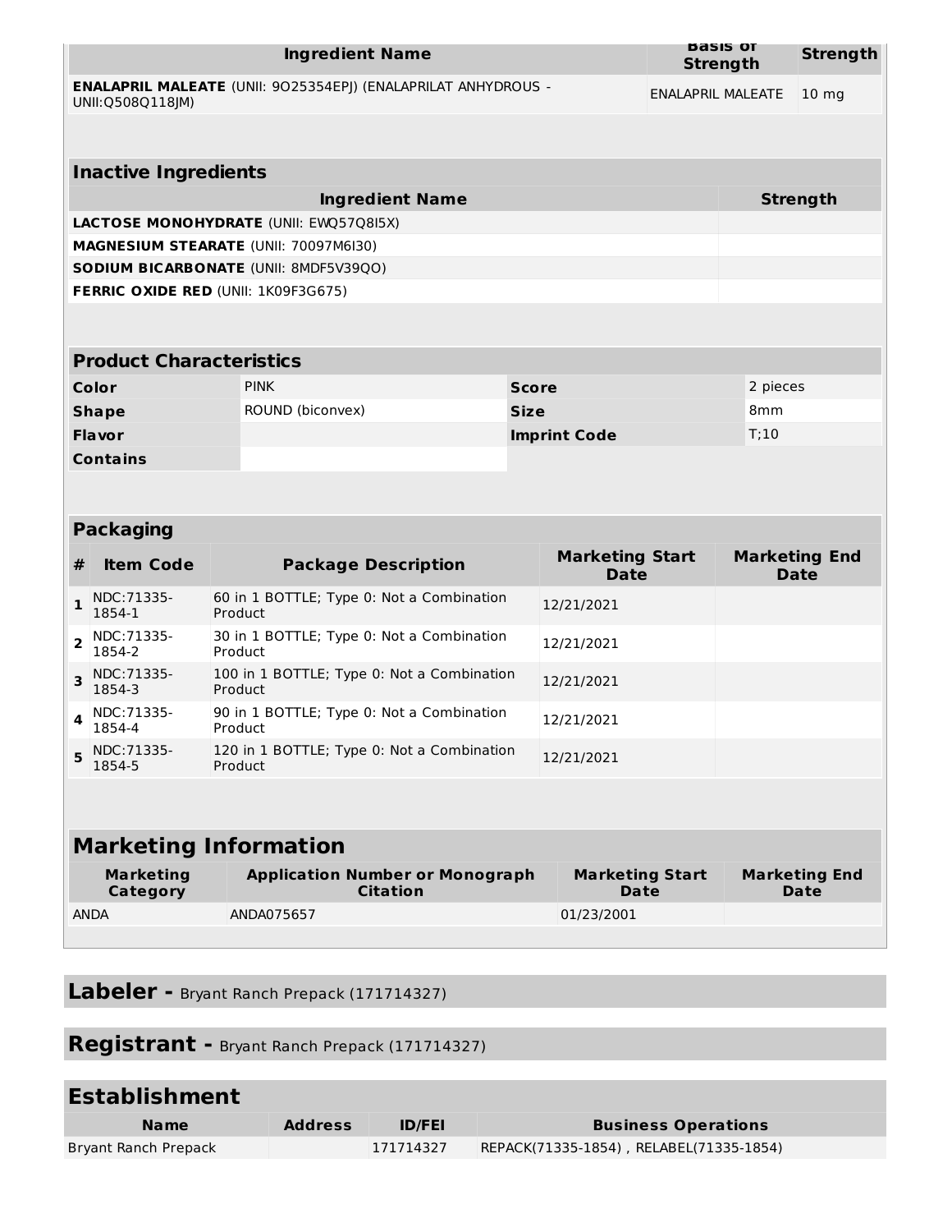| Ingredient Name | Basis of Strength | Strength |
|---|---|---|
| **ENALAPRIL MALEATE** (UNII: 9O25354EPJ) (ENALAPRILAT ANHYDROUS - UNII:Q508Q118JM) | ENALAPRIL MALEATE | 10 mg |

| Inactive Ingredients | |
|---|---|
| **Ingredient Name** | **Strength** |
| **LACTOSE MONOHYDRATE** (UNII: EWQ57Q8I5X) | |
| **MAGNESIUM STEARATE** (UNII: 70097M6I30) | |
| **SODIUM BICARBONATE** (UNII: 8MDF5V39QO) | |
| **FERRIC OXIDE RED** (UNII: 1K09F3G675) | |

| Product Characteristics | | | |
|---|---|---|---|
| **Color** | PINK | **Score** | 2 pieces |
| **Shape** | ROUND (biconvex) | **Size** | 8mm |
| **Flavor** | | **Imprint Code** | T;10 |
| **Contains** | | | |

| Packaging | | | | |
|---|---|---|---|---|
| **#** | **Item Code** | **Package Description** | **Marketing Start Date** | **Marketing End Date** |
| 1 | NDC:71335-1854-1 | 60 in 1 BOTTLE; Type 0: Not a Combination Product | 12/21/2021 | |
| 2 | NDC:71335-1854-2 | 30 in 1 BOTTLE; Type 0: Not a Combination Product | 12/21/2021 | |
| 3 | NDC:71335-1854-3 | 100 in 1 BOTTLE; Type 0: Not a Combination Product | 12/21/2021 | |
| 4 | NDC:71335-1854-4 | 90 in 1 BOTTLE; Type 0: Not a Combination Product | 12/21/2021 | |
| 5 | NDC:71335-1854-5 | 120 in 1 BOTTLE; Type 0: Not a Combination Product | 12/21/2021 | |

| Marketing Information | | | |
|---|---|---|---|
| **Marketing Category** | **Application Number or Monograph Citation** | **Marketing Start Date** | **Marketing End Date** |
| ANDA | ANDA075657 | 01/23/2001 | |

## Labeler - Bryant Ranch Prepack (171714327)

## Registrant - Bryant Ranch Prepack (171714327)

## Establishment

| Name | Address | ID/FEI | Business Operations |
|---|---|---|---|
| Bryant Ranch Prepack | | 171714327 | REPACK(71335-1854) , RELABEL(71335-1854) |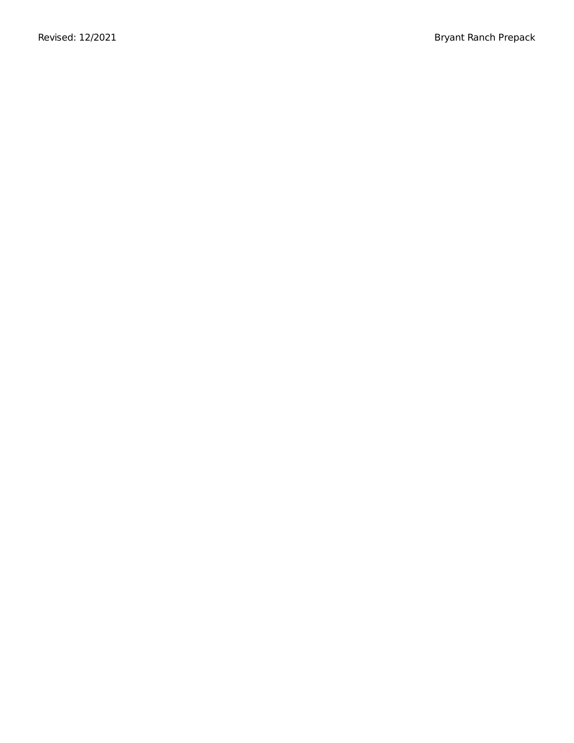Revised: 12/2021 Bryant Ranch Prepack